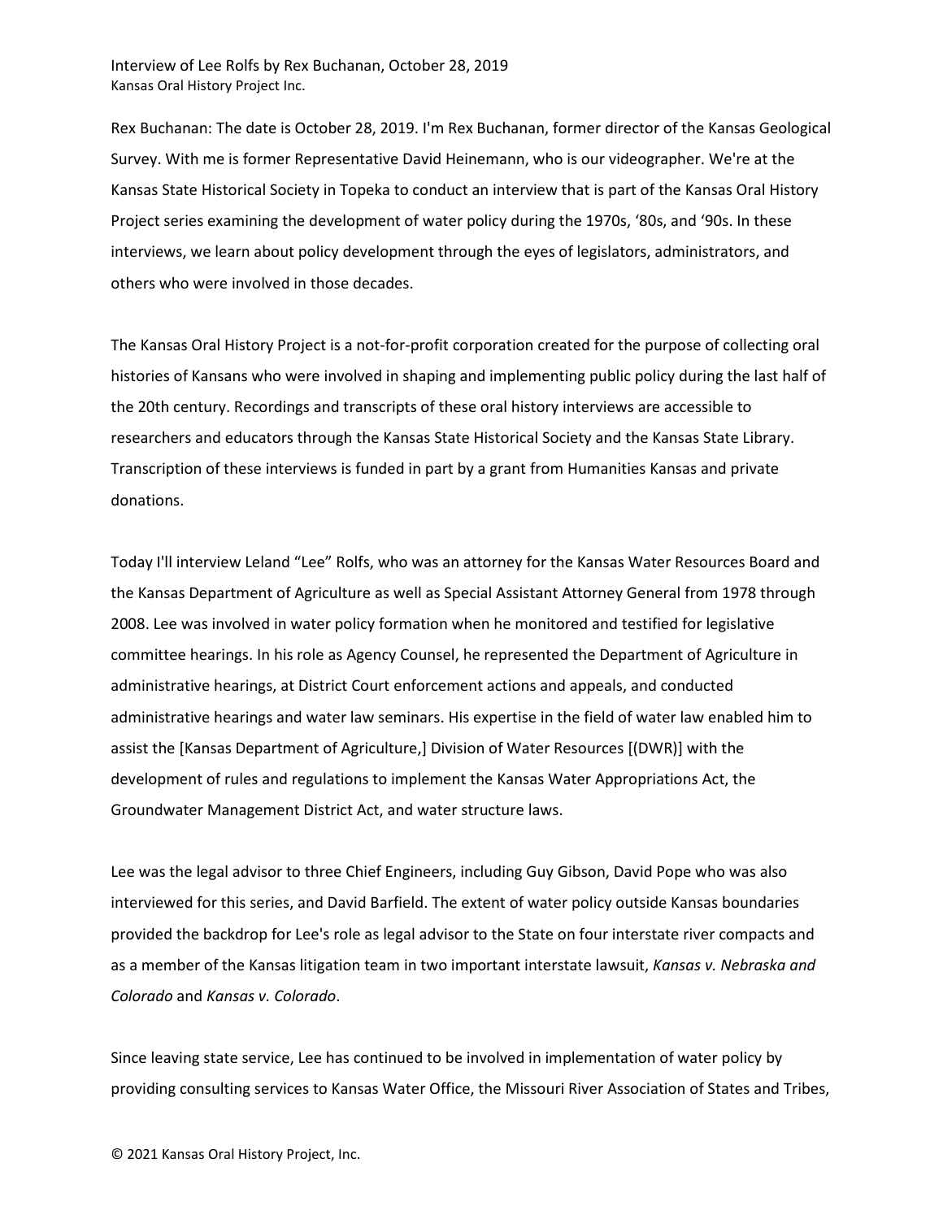Rex Buchanan: The date is October 28, 2019. I'm Rex Buchanan, former director of the Kansas Geological Survey. With me is former Representative David Heinemann, who is our videographer. We're at the Kansas State Historical Society in Topeka to conduct an interview that is part of the Kansas Oral History Project series examining the development of water policy during the 1970s, '80s, and '90s. In these interviews, we learn about policy development through the eyes of legislators, administrators, and others who were involved in those decades.

The Kansas Oral History Project is a not-for-profit corporation created for the purpose of collecting oral histories of Kansans who were involved in shaping and implementing public policy during the last half of the 20th century. Recordings and transcripts of these oral history interviews are accessible to researchers and educators through the Kansas State Historical Society and the Kansas State Library. Transcription of these interviews is funded in part by a grant from Humanities Kansas and private donations.

Today I'll interview Leland "Lee" Rolfs, who was an attorney for the Kansas Water Resources Board and the Kansas Department of Agriculture as well as Special Assistant Attorney General from 1978 through 2008. Lee was involved in water policy formation when he monitored and testified for legislative committee hearings. In his role as Agency Counsel, he represented the Department of Agriculture in administrative hearings, at District Court enforcement actions and appeals, and conducted administrative hearings and water law seminars. His expertise in the field of water law enabled him to assist the [Kansas Department of Agriculture,] Division of Water Resources [(DWR)] with the development of rules and regulations to implement the Kansas Water Appropriations Act, the Groundwater Management District Act, and water structure laws.

Lee was the legal advisor to three Chief Engineers, including Guy Gibson, David Pope who was also interviewed for this series, and David Barfield. The extent of water policy outside Kansas boundaries provided the backdrop for Lee's role as legal advisor to the State on four interstate river compacts and as a member of the Kansas litigation team in two important interstate lawsuit, *Kansas v. Nebraska and Colorado* and *Kansas v. Colorado*.

Since leaving state service, Lee has continued to be involved in implementation of water policy by providing consulting services to Kansas Water Office, the Missouri River Association of States and Tribes,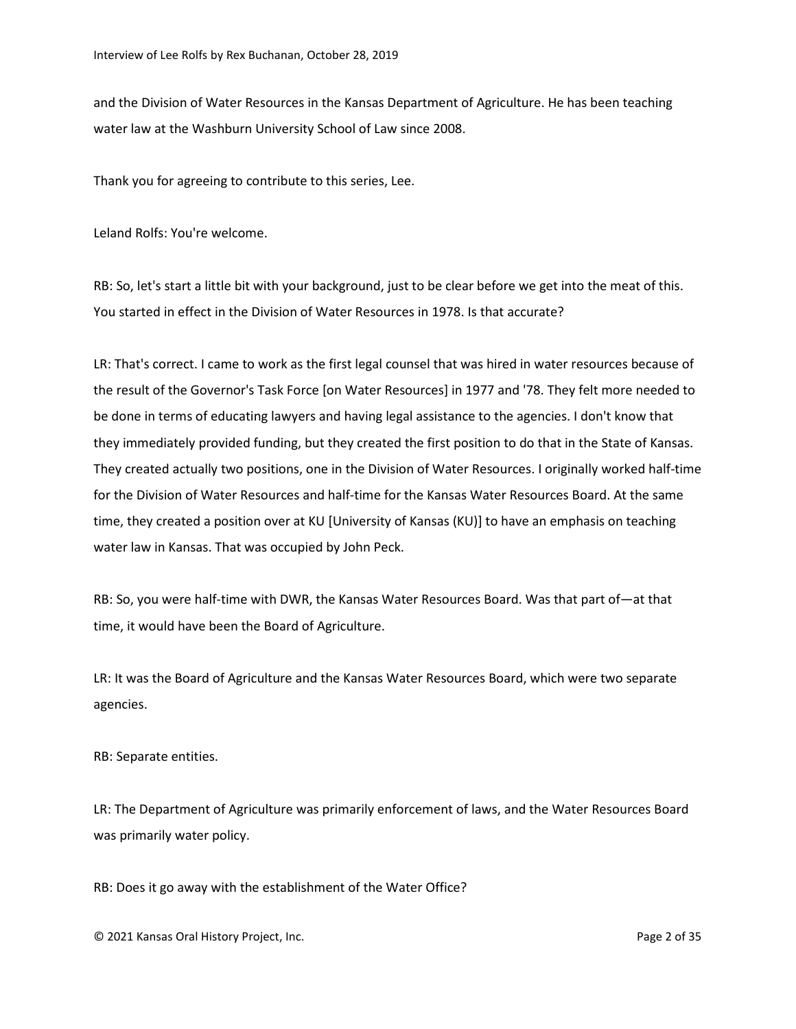and the Division of Water Resources in the Kansas Department of Agriculture. He has been teaching water law at the Washburn University School of Law since 2008.

Thank you for agreeing to contribute to this series, Lee.

Leland Rolfs: You're welcome.

RB: So, let's start a little bit with your background, just to be clear before we get into the meat of this. You started in effect in the Division of Water Resources in 1978. Is that accurate?

LR: That's correct. I came to work as the first legal counsel that was hired in water resources because of the result of the Governor's Task Force [on Water Resources] in 1977 and '78. They felt more needed to be done in terms of educating lawyers and having legal assistance to the agencies. I don't know that they immediately provided funding, but they created the first position to do that in the State of Kansas. They created actually two positions, one in the Division of Water Resources. I originally worked half-time for the Division of Water Resources and half-time for the Kansas Water Resources Board. At the same time, they created a position over at KU [University of Kansas (KU)] to have an emphasis on teaching water law in Kansas. That was occupied by John Peck.

RB: So, you were half-time with DWR, the Kansas Water Resources Board. Was that part of—at that time, it would have been the Board of Agriculture.

LR: It was the Board of Agriculture and the Kansas Water Resources Board, which were two separate agencies.

RB: Separate entities.

LR: The Department of Agriculture was primarily enforcement of laws, and the Water Resources Board was primarily water policy.

RB: Does it go away with the establishment of the Water Office?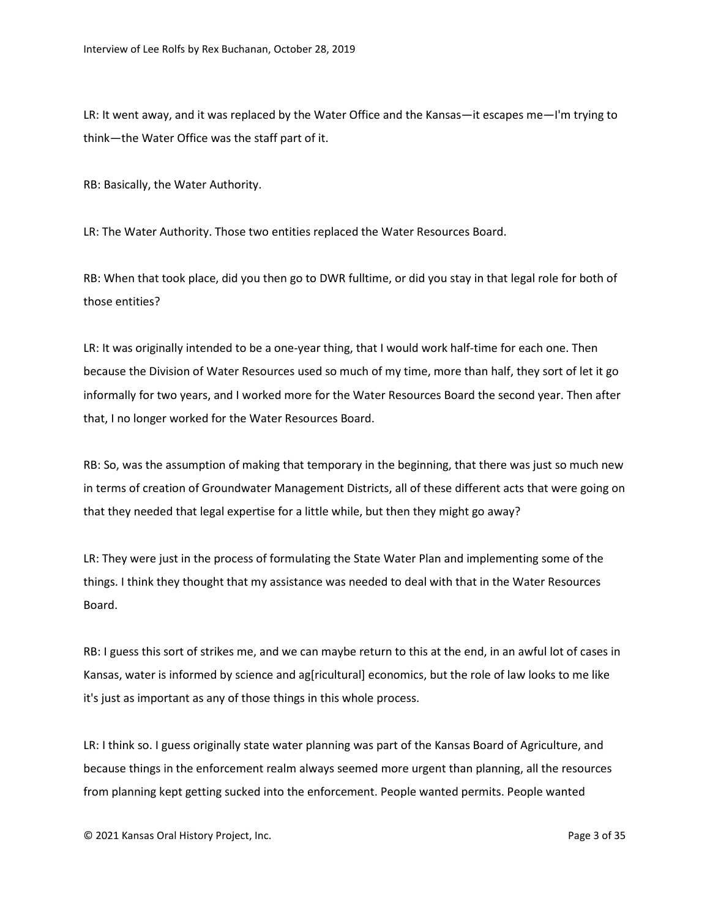LR: It went away, and it was replaced by the Water Office and the Kansas—it escapes me—I'm trying to think—the Water Office was the staff part of it.

RB: Basically, the Water Authority.

LR: The Water Authority. Those two entities replaced the Water Resources Board.

RB: When that took place, did you then go to DWR fulltime, or did you stay in that legal role for both of those entities?

LR: It was originally intended to be a one-year thing, that I would work half-time for each one. Then because the Division of Water Resources used so much of my time, more than half, they sort of let it go informally for two years, and I worked more for the Water Resources Board the second year. Then after that, I no longer worked for the Water Resources Board.

RB: So, was the assumption of making that temporary in the beginning, that there was just so much new in terms of creation of Groundwater Management Districts, all of these different acts that were going on that they needed that legal expertise for a little while, but then they might go away?

LR: They were just in the process of formulating the State Water Plan and implementing some of the things. I think they thought that my assistance was needed to deal with that in the Water Resources Board.

RB: I guess this sort of strikes me, and we can maybe return to this at the end, in an awful lot of cases in Kansas, water is informed by science and ag[ricultural] economics, but the role of law looks to me like it's just as important as any of those things in this whole process.

LR: I think so. I guess originally state water planning was part of the Kansas Board of Agriculture, and because things in the enforcement realm always seemed more urgent than planning, all the resources from planning kept getting sucked into the enforcement. People wanted permits. People wanted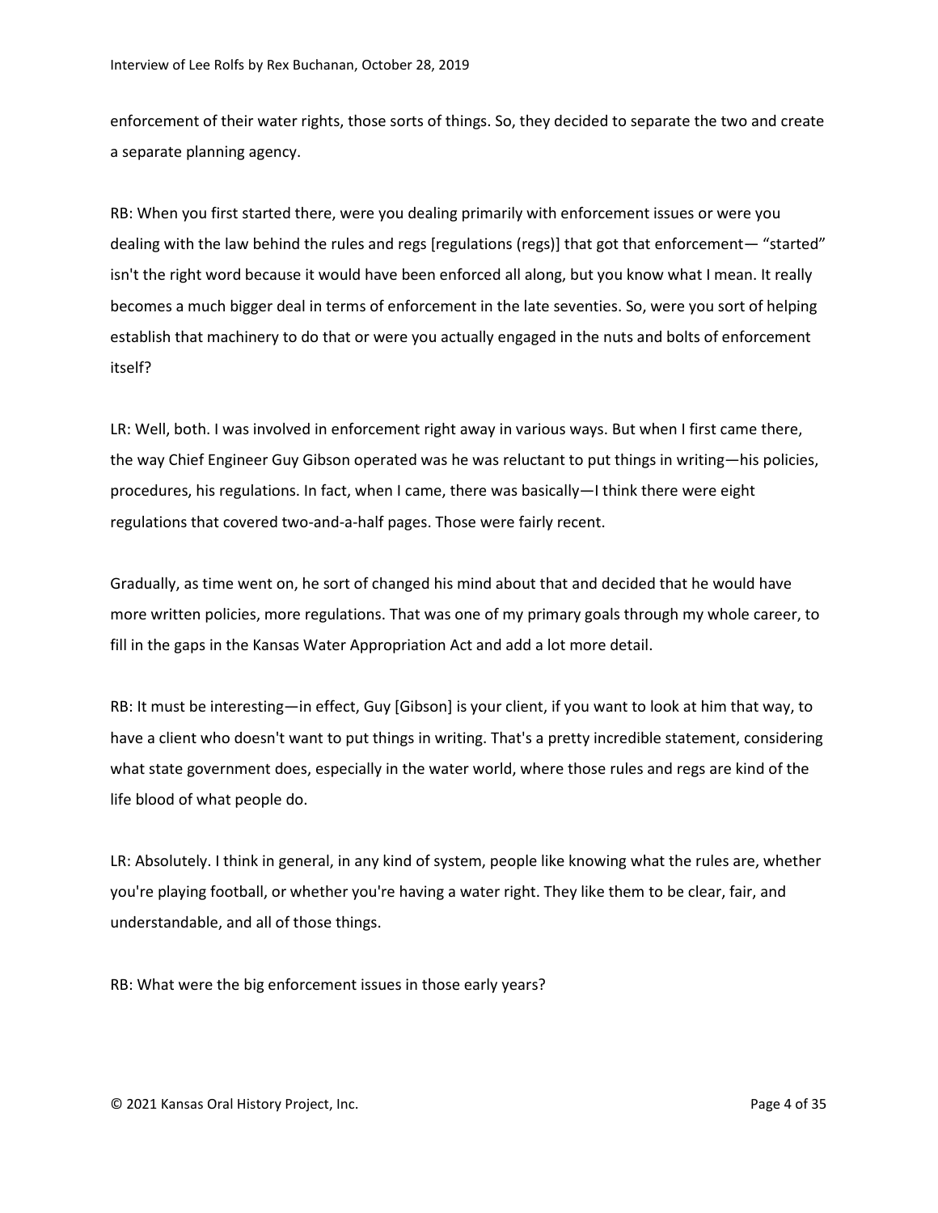enforcement of their water rights, those sorts of things. So, they decided to separate the two and create a separate planning agency.

RB: When you first started there, were you dealing primarily with enforcement issues or were you dealing with the law behind the rules and regs [regulations (regs)] that got that enforcement— "started" isn't the right word because it would have been enforced all along, but you know what I mean. It really becomes a much bigger deal in terms of enforcement in the late seventies. So, were you sort of helping establish that machinery to do that or were you actually engaged in the nuts and bolts of enforcement itself?

LR: Well, both. I was involved in enforcement right away in various ways. But when I first came there, the way Chief Engineer Guy Gibson operated was he was reluctant to put things in writing—his policies, procedures, his regulations. In fact, when I came, there was basically—I think there were eight regulations that covered two-and-a-half pages. Those were fairly recent.

Gradually, as time went on, he sort of changed his mind about that and decided that he would have more written policies, more regulations. That was one of my primary goals through my whole career, to fill in the gaps in the Kansas Water Appropriation Act and add a lot more detail.

RB: It must be interesting—in effect, Guy [Gibson] is your client, if you want to look at him that way, to have a client who doesn't want to put things in writing. That's a pretty incredible statement, considering what state government does, especially in the water world, where those rules and regs are kind of the life blood of what people do.

LR: Absolutely. I think in general, in any kind of system, people like knowing what the rules are, whether you're playing football, or whether you're having a water right. They like them to be clear, fair, and understandable, and all of those things.

RB: What were the big enforcement issues in those early years?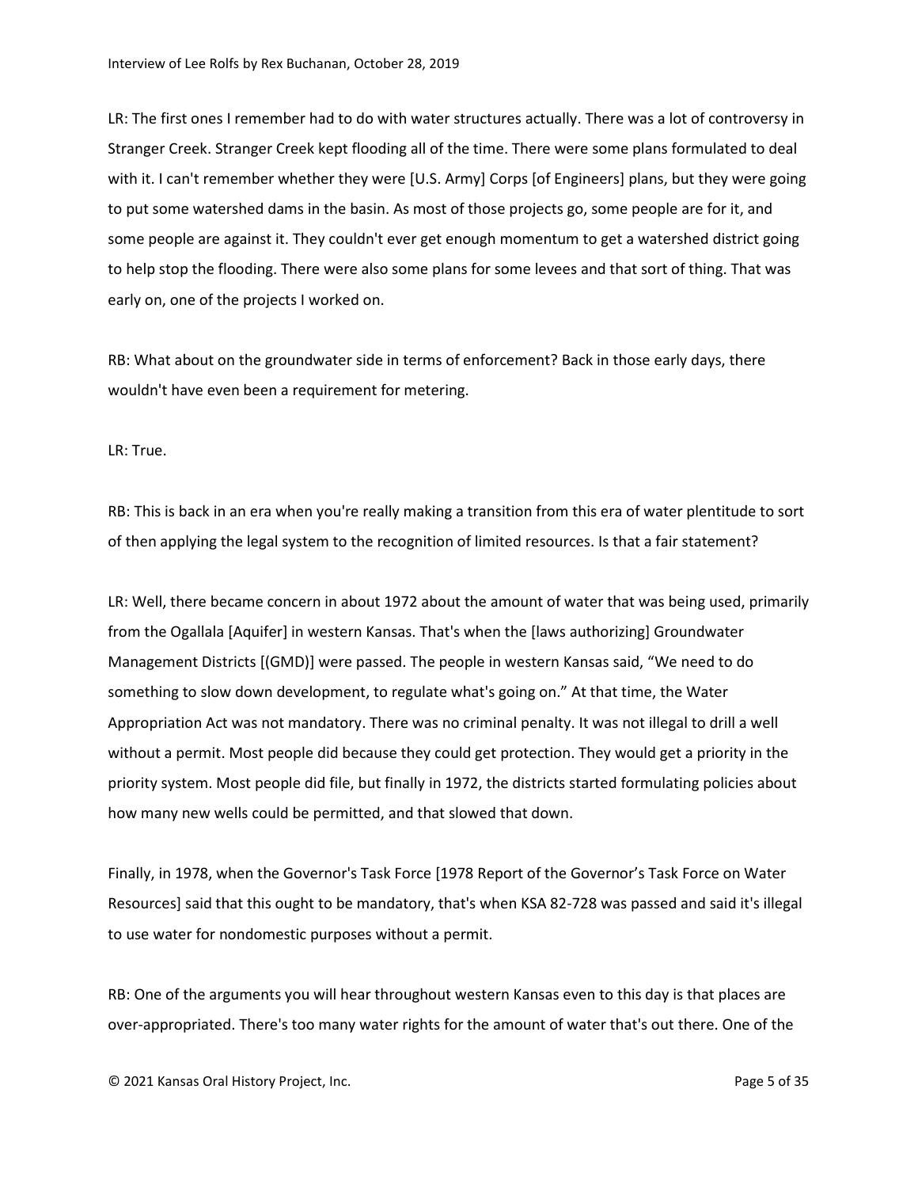LR: The first ones I remember had to do with water structures actually. There was a lot of controversy in Stranger Creek. Stranger Creek kept flooding all of the time. There were some plans formulated to deal with it. I can't remember whether they were [U.S. Army] Corps [of Engineers] plans, but they were going to put some watershed dams in the basin. As most of those projects go, some people are for it, and some people are against it. They couldn't ever get enough momentum to get a watershed district going to help stop the flooding. There were also some plans for some levees and that sort of thing. That was early on, one of the projects I worked on.

RB: What about on the groundwater side in terms of enforcement? Back in those early days, there wouldn't have even been a requirement for metering.

LR: True.

RB: This is back in an era when you're really making a transition from this era of water plentitude to sort of then applying the legal system to the recognition of limited resources. Is that a fair statement?

LR: Well, there became concern in about 1972 about the amount of water that was being used, primarily from the Ogallala [Aquifer] in western Kansas. That's when the [laws authorizing] Groundwater Management Districts [(GMD)] were passed. The people in western Kansas said, "We need to do something to slow down development, to regulate what's going on." At that time, the Water Appropriation Act was not mandatory. There was no criminal penalty. It was not illegal to drill a well without a permit. Most people did because they could get protection. They would get a priority in the priority system. Most people did file, but finally in 1972, the districts started formulating policies about how many new wells could be permitted, and that slowed that down.

Finally, in 1978, when the Governor's Task Force [1978 Report of the Governor's Task Force on Water Resources] said that this ought to be mandatory, that's when KSA 82-728 was passed and said it's illegal to use water for nondomestic purposes without a permit.

RB: One of the arguments you will hear throughout western Kansas even to this day is that places are over-appropriated. There's too many water rights for the amount of water that's out there. One of the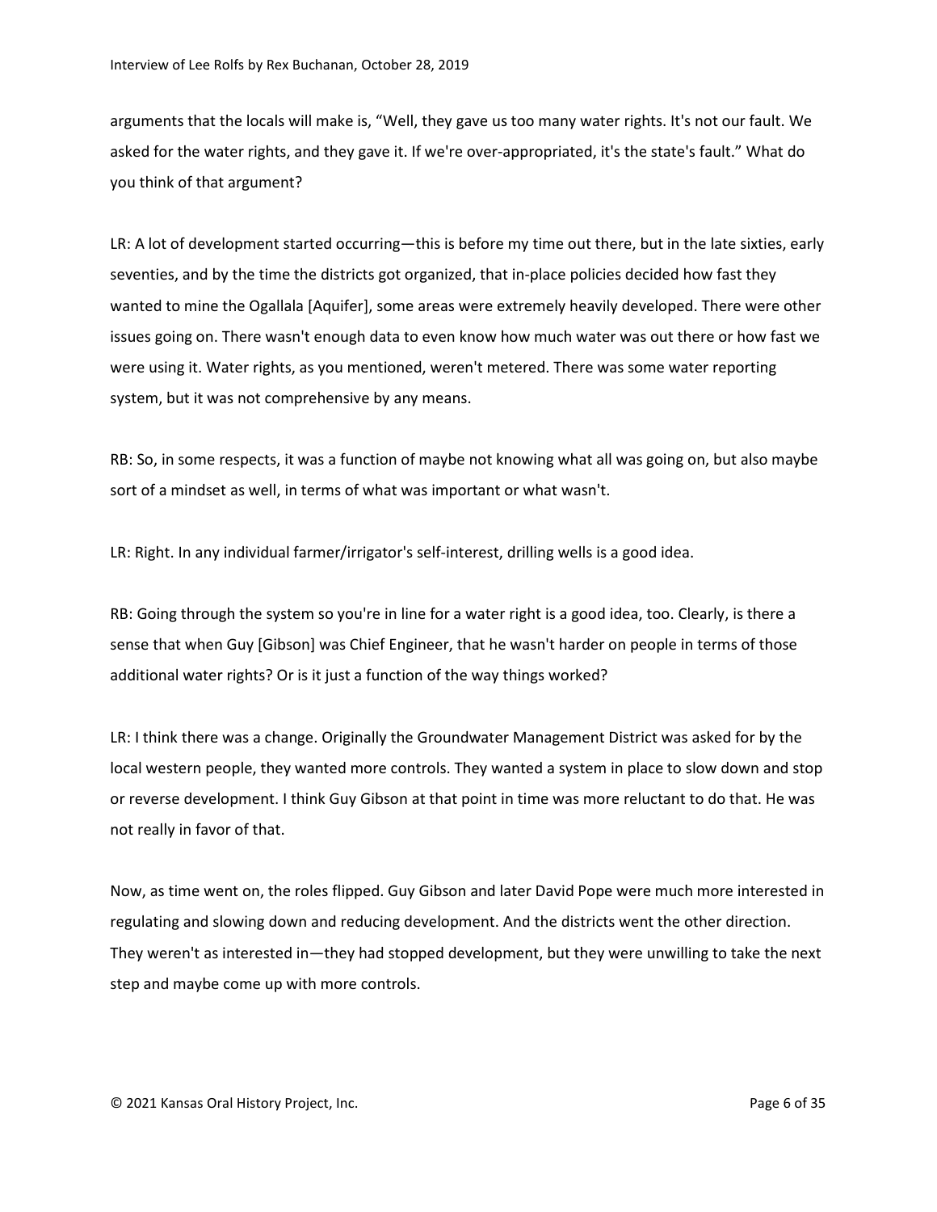arguments that the locals will make is, "Well, they gave us too many water rights. It's not our fault. We asked for the water rights, and they gave it. If we're over-appropriated, it's the state's fault." What do you think of that argument?

LR: A lot of development started occurring—this is before my time out there, but in the late sixties, early seventies, and by the time the districts got organized, that in-place policies decided how fast they wanted to mine the Ogallala [Aquifer], some areas were extremely heavily developed. There were other issues going on. There wasn't enough data to even know how much water was out there or how fast we were using it. Water rights, as you mentioned, weren't metered. There was some water reporting system, but it was not comprehensive by any means.

RB: So, in some respects, it was a function of maybe not knowing what all was going on, but also maybe sort of a mindset as well, in terms of what was important or what wasn't.

LR: Right. In any individual farmer/irrigator's self-interest, drilling wells is a good idea.

RB: Going through the system so you're in line for a water right is a good idea, too. Clearly, is there a sense that when Guy [Gibson] was Chief Engineer, that he wasn't harder on people in terms of those additional water rights? Or is it just a function of the way things worked?

LR: I think there was a change. Originally the Groundwater Management District was asked for by the local western people, they wanted more controls. They wanted a system in place to slow down and stop or reverse development. I think Guy Gibson at that point in time was more reluctant to do that. He was not really in favor of that.

Now, as time went on, the roles flipped. Guy Gibson and later David Pope were much more interested in regulating and slowing down and reducing development. And the districts went the other direction. They weren't as interested in—they had stopped development, but they were unwilling to take the next step and maybe come up with more controls.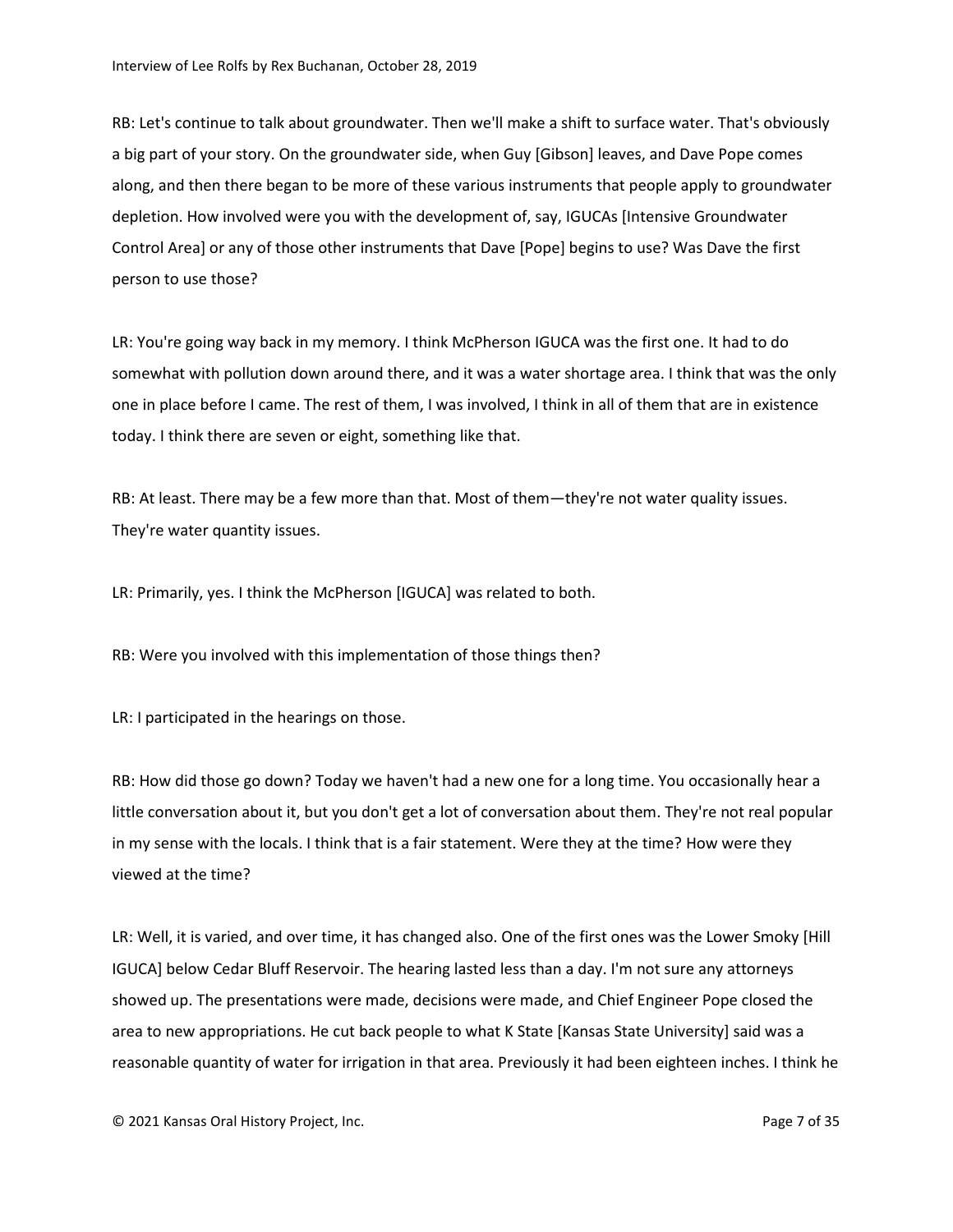RB: Let's continue to talk about groundwater. Then we'll make a shift to surface water. That's obviously a big part of your story. On the groundwater side, when Guy [Gibson] leaves, and Dave Pope comes along, and then there began to be more of these various instruments that people apply to groundwater depletion. How involved were you with the development of, say, IGUCAs [Intensive Groundwater Control Area] or any of those other instruments that Dave [Pope] begins to use? Was Dave the first person to use those?

LR: You're going way back in my memory. I think McPherson IGUCA was the first one. It had to do somewhat with pollution down around there, and it was a water shortage area. I think that was the only one in place before I came. The rest of them, I was involved, I think in all of them that are in existence today. I think there are seven or eight, something like that.

RB: At least. There may be a few more than that. Most of them—they're not water quality issues. They're water quantity issues.

LR: Primarily, yes. I think the McPherson [IGUCA] was related to both.

RB: Were you involved with this implementation of those things then?

LR: I participated in the hearings on those.

RB: How did those go down? Today we haven't had a new one for a long time. You occasionally hear a little conversation about it, but you don't get a lot of conversation about them. They're not real popular in my sense with the locals. I think that is a fair statement. Were they at the time? How were they viewed at the time?

LR: Well, it is varied, and over time, it has changed also. One of the first ones was the Lower Smoky [Hill IGUCA] below Cedar Bluff Reservoir. The hearing lasted less than a day. I'm not sure any attorneys showed up. The presentations were made, decisions were made, and Chief Engineer Pope closed the area to new appropriations. He cut back people to what K State [Kansas State University] said was a reasonable quantity of water for irrigation in that area. Previously it had been eighteen inches. I think he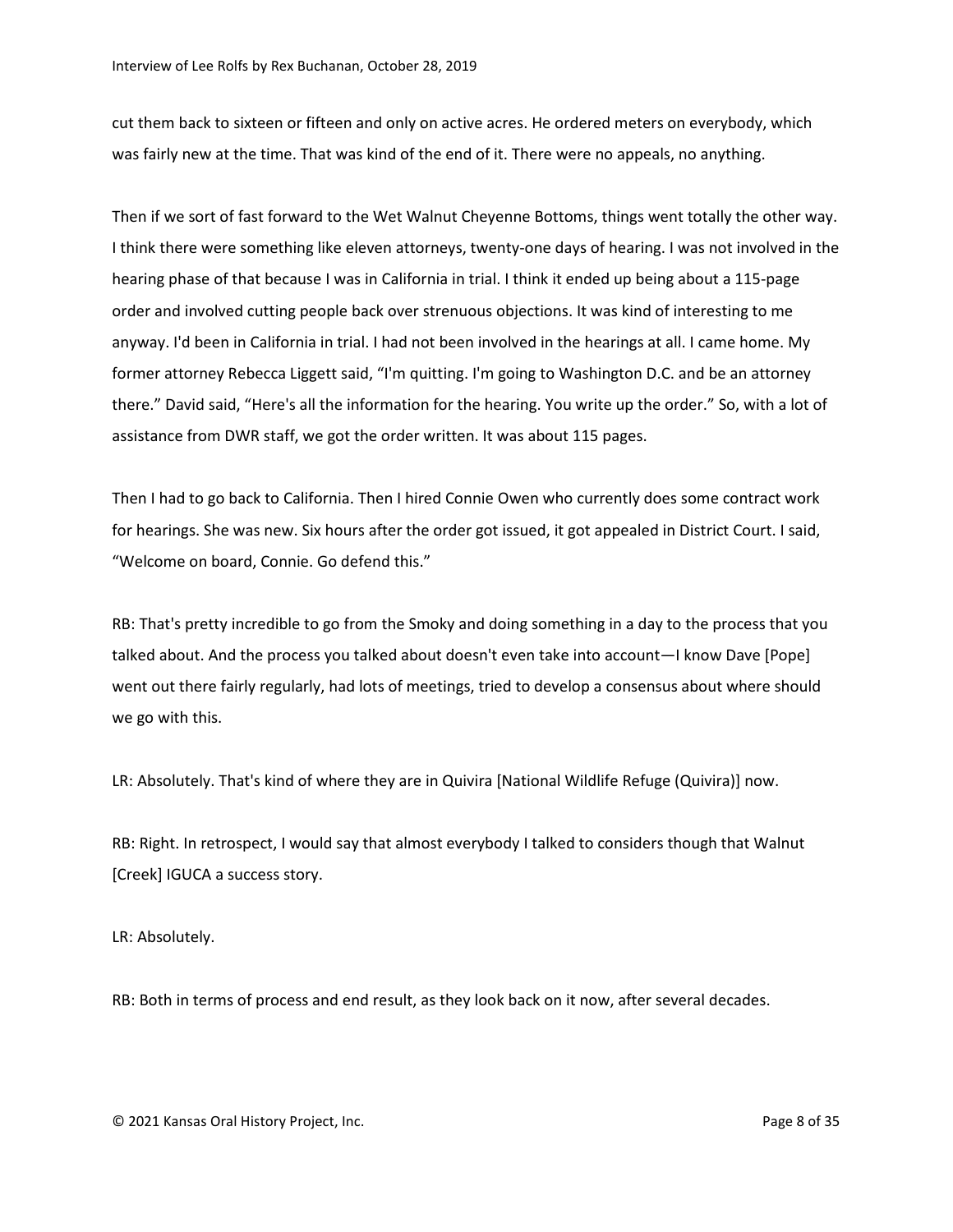cut them back to sixteen or fifteen and only on active acres. He ordered meters on everybody, which was fairly new at the time. That was kind of the end of it. There were no appeals, no anything.

Then if we sort of fast forward to the Wet Walnut Cheyenne Bottoms, things went totally the other way. I think there were something like eleven attorneys, twenty-one days of hearing. I was not involved in the hearing phase of that because I was in California in trial. I think it ended up being about a 115-page order and involved cutting people back over strenuous objections. It was kind of interesting to me anyway. I'd been in California in trial. I had not been involved in the hearings at all. I came home. My former attorney Rebecca Liggett said, "I'm quitting. I'm going to Washington D.C. and be an attorney there." David said, "Here's all the information for the hearing. You write up the order." So, with a lot of assistance from DWR staff, we got the order written. It was about 115 pages.

Then I had to go back to California. Then I hired Connie Owen who currently does some contract work for hearings. She was new. Six hours after the order got issued, it got appealed in District Court. I said, "Welcome on board, Connie. Go defend this."

RB: That's pretty incredible to go from the Smoky and doing something in a day to the process that you talked about. And the process you talked about doesn't even take into account—I know Dave [Pope] went out there fairly regularly, had lots of meetings, tried to develop a consensus about where should we go with this.

LR: Absolutely. That's kind of where they are in Quivira [National Wildlife Refuge (Quivira)] now.

RB: Right. In retrospect, I would say that almost everybody I talked to considers though that Walnut [Creek] IGUCA a success story.

LR: Absolutely.

RB: Both in terms of process and end result, as they look back on it now, after several decades.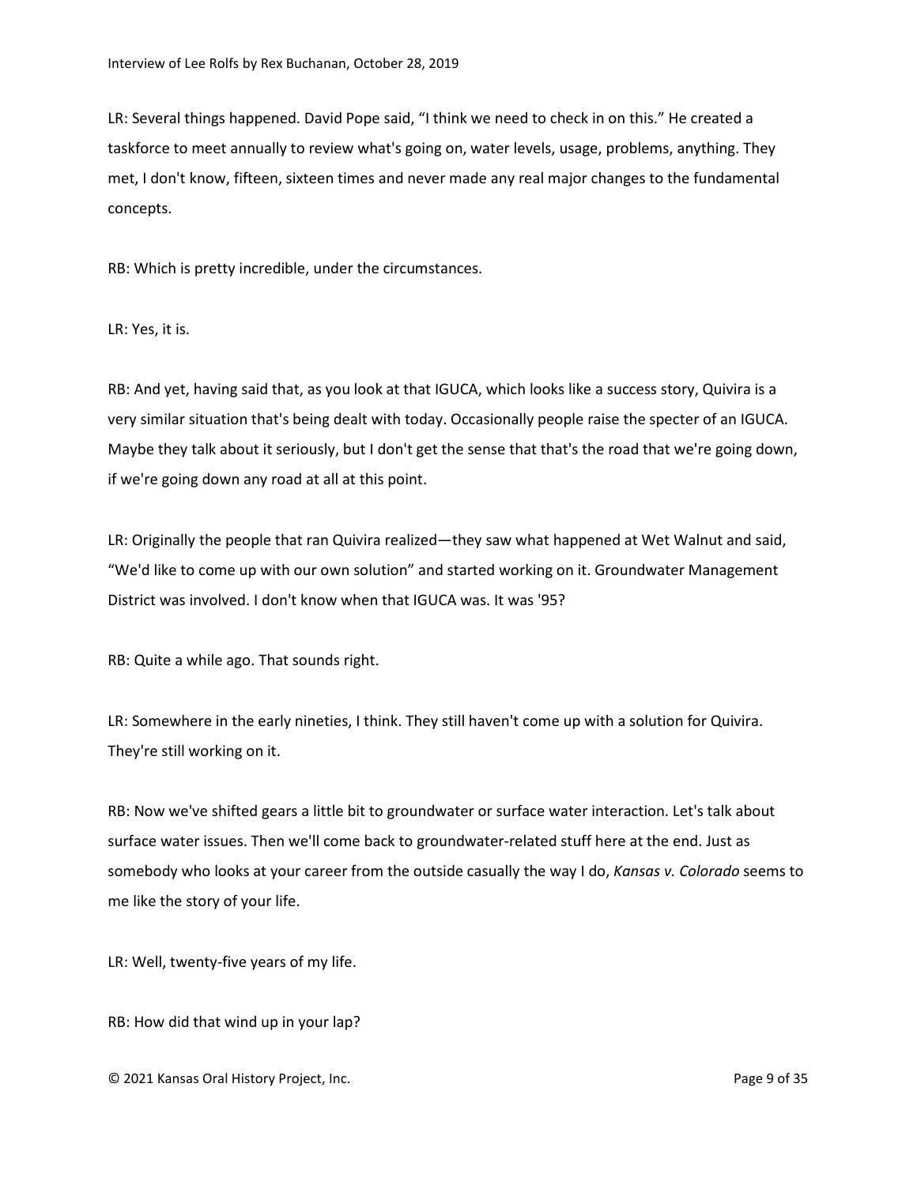LR: Several things happened. David Pope said, "I think we need to check in on this." He created a taskforce to meet annually to review what's going on, water levels, usage, problems, anything. They met, I don't know, fifteen, sixteen times and never made any real major changes to the fundamental concepts.

RB: Which is pretty incredible, under the circumstances.

LR: Yes, it is.

RB: And yet, having said that, as you look at that IGUCA, which looks like a success story, Quivira is a very similar situation that's being dealt with today. Occasionally people raise the specter of an IGUCA. Maybe they talk about it seriously, but I don't get the sense that that's the road that we're going down, if we're going down any road at all at this point.

LR: Originally the people that ran Quivira realized—they saw what happened at Wet Walnut and said, "We'd like to come up with our own solution" and started working on it. Groundwater Management District was involved. I don't know when that IGUCA was. It was '95?

RB: Quite a while ago. That sounds right.

LR: Somewhere in the early nineties, I think. They still haven't come up with a solution for Quivira. They're still working on it.

RB: Now we've shifted gears a little bit to groundwater or surface water interaction. Let's talk about surface water issues. Then we'll come back to groundwater-related stuff here at the end. Just as somebody who looks at your career from the outside casually the way I do, *Kansas v. Colorado* seems to me like the story of your life.

LR: Well, twenty-five years of my life.

RB: How did that wind up in your lap?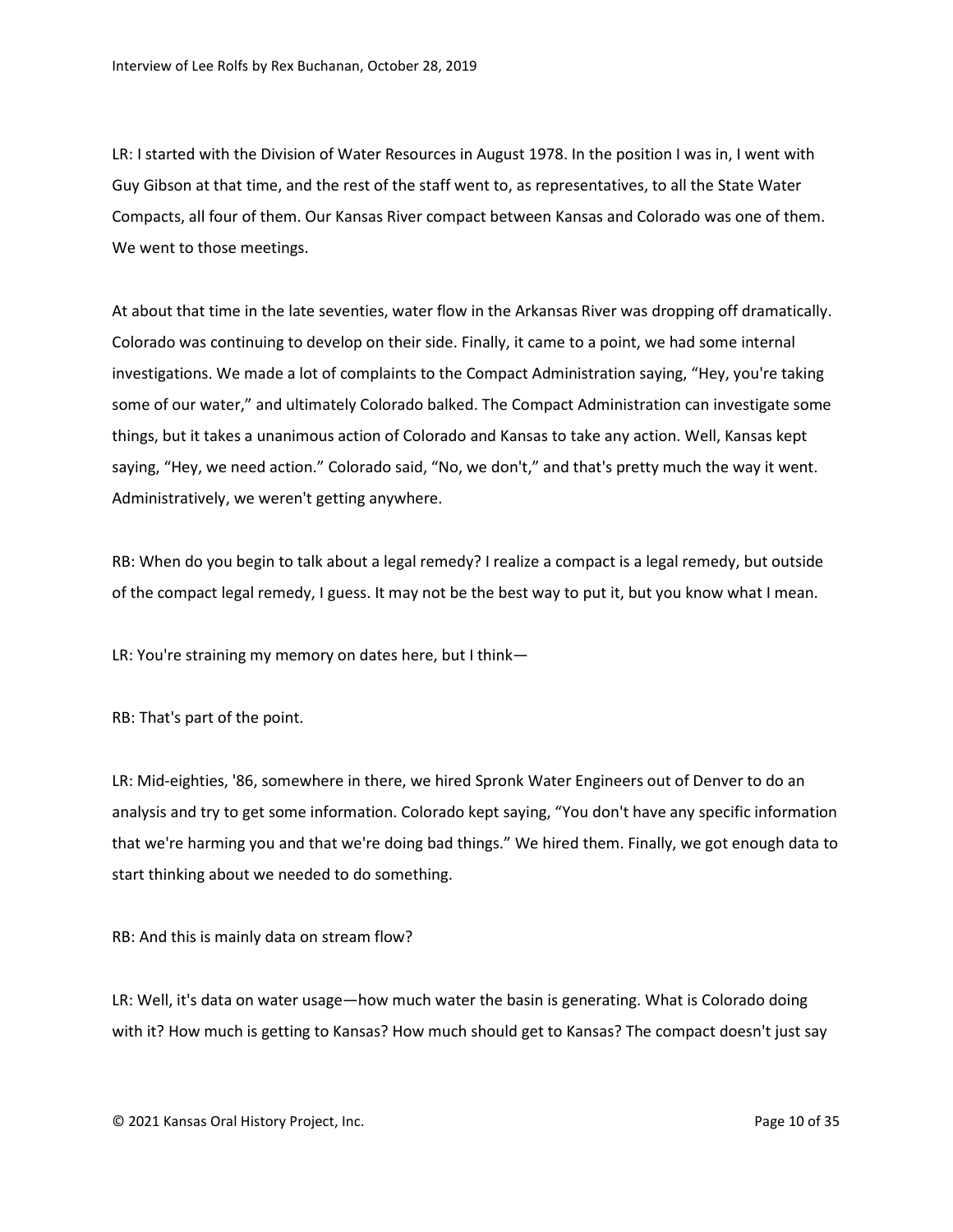LR: I started with the Division of Water Resources in August 1978. In the position I was in, I went with Guy Gibson at that time, and the rest of the staff went to, as representatives, to all the State Water Compacts, all four of them. Our Kansas River compact between Kansas and Colorado was one of them. We went to those meetings.

At about that time in the late seventies, water flow in the Arkansas River was dropping off dramatically. Colorado was continuing to develop on their side. Finally, it came to a point, we had some internal investigations. We made a lot of complaints to the Compact Administration saying, "Hey, you're taking some of our water," and ultimately Colorado balked. The Compact Administration can investigate some things, but it takes a unanimous action of Colorado and Kansas to take any action. Well, Kansas kept saying, "Hey, we need action." Colorado said, "No, we don't," and that's pretty much the way it went. Administratively, we weren't getting anywhere.

RB: When do you begin to talk about a legal remedy? I realize a compact is a legal remedy, but outside of the compact legal remedy, I guess. It may not be the best way to put it, but you know what I mean.

LR: You're straining my memory on dates here, but I think—

RB: That's part of the point.

LR: Mid-eighties, '86, somewhere in there, we hired Spronk Water Engineers out of Denver to do an analysis and try to get some information. Colorado kept saying, "You don't have any specific information that we're harming you and that we're doing bad things." We hired them. Finally, we got enough data to start thinking about we needed to do something.

RB: And this is mainly data on stream flow?

LR: Well, it's data on water usage—how much water the basin is generating. What is Colorado doing with it? How much is getting to Kansas? How much should get to Kansas? The compact doesn't just say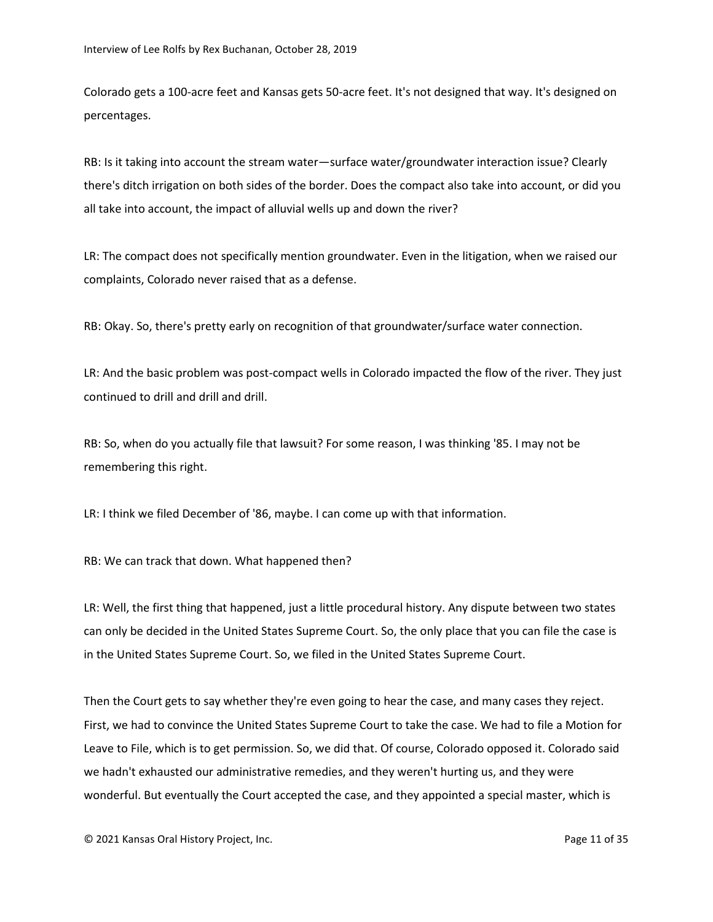Colorado gets a 100-acre feet and Kansas gets 50-acre feet. It's not designed that way. It's designed on percentages.

RB: Is it taking into account the stream water—surface water/groundwater interaction issue? Clearly there's ditch irrigation on both sides of the border. Does the compact also take into account, or did you all take into account, the impact of alluvial wells up and down the river?

LR: The compact does not specifically mention groundwater. Even in the litigation, when we raised our complaints, Colorado never raised that as a defense.

RB: Okay. So, there's pretty early on recognition of that groundwater/surface water connection.

LR: And the basic problem was post-compact wells in Colorado impacted the flow of the river. They just continued to drill and drill and drill.

RB: So, when do you actually file that lawsuit? For some reason, I was thinking '85. I may not be remembering this right.

LR: I think we filed December of '86, maybe. I can come up with that information.

RB: We can track that down. What happened then?

LR: Well, the first thing that happened, just a little procedural history. Any dispute between two states can only be decided in the United States Supreme Court. So, the only place that you can file the case is in the United States Supreme Court. So, we filed in the United States Supreme Court.

Then the Court gets to say whether they're even going to hear the case, and many cases they reject. First, we had to convince the United States Supreme Court to take the case. We had to file a Motion for Leave to File, which is to get permission. So, we did that. Of course, Colorado opposed it. Colorado said we hadn't exhausted our administrative remedies, and they weren't hurting us, and they were wonderful. But eventually the Court accepted the case, and they appointed a special master, which is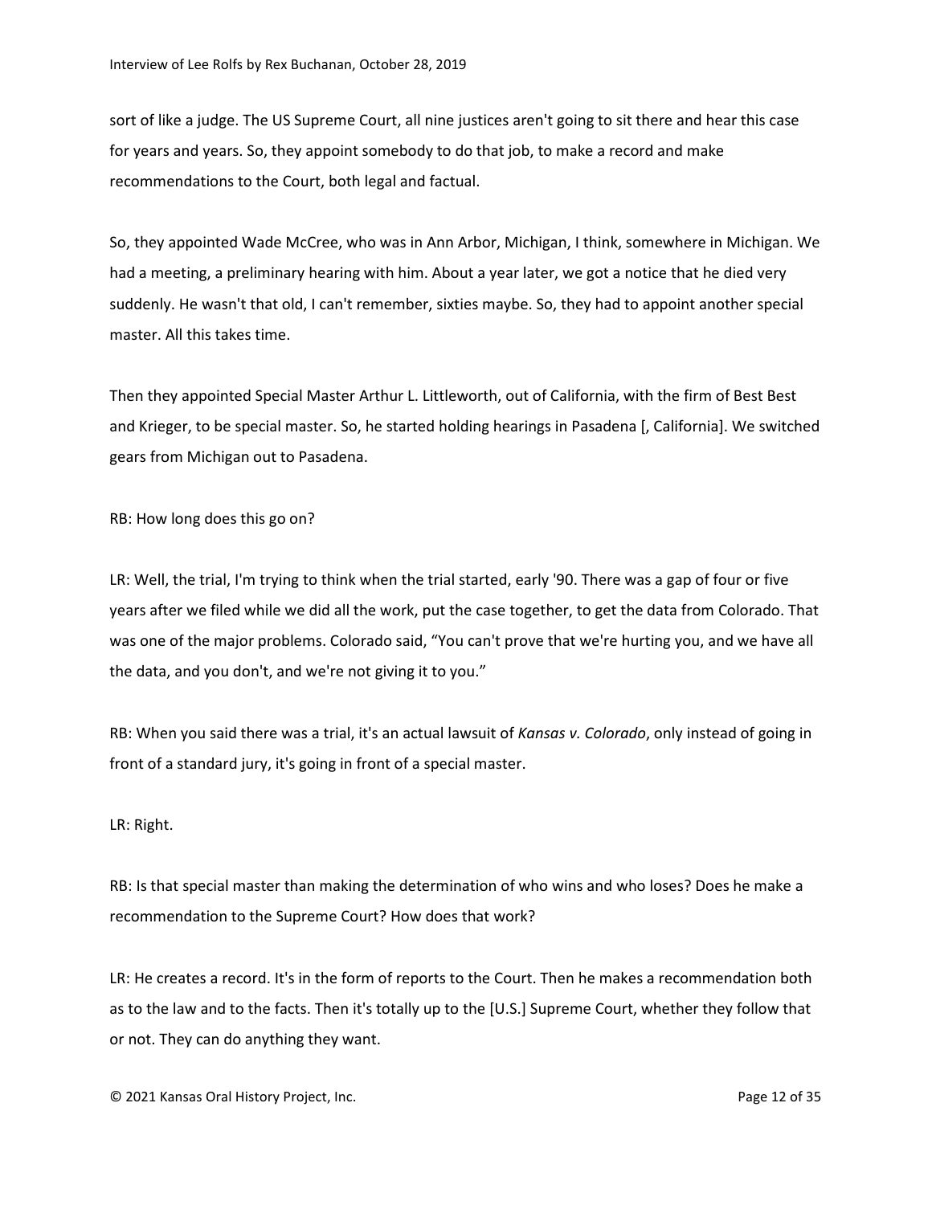sort of like a judge. The US Supreme Court, all nine justices aren't going to sit there and hear this case for years and years. So, they appoint somebody to do that job, to make a record and make recommendations to the Court, both legal and factual.

So, they appointed Wade McCree, who was in Ann Arbor, Michigan, I think, somewhere in Michigan. We had a meeting, a preliminary hearing with him. About a year later, we got a notice that he died very suddenly. He wasn't that old, I can't remember, sixties maybe. So, they had to appoint another special master. All this takes time.

Then they appointed Special Master Arthur L. Littleworth, out of California, with the firm of Best Best and Krieger, to be special master. So, he started holding hearings in Pasadena [, California]. We switched gears from Michigan out to Pasadena.

RB: How long does this go on?

LR: Well, the trial, I'm trying to think when the trial started, early '90. There was a gap of four or five years after we filed while we did all the work, put the case together, to get the data from Colorado. That was one of the major problems. Colorado said, "You can't prove that we're hurting you, and we have all the data, and you don't, and we're not giving it to you."

RB: When you said there was a trial, it's an actual lawsuit of *Kansas v. Colorado*, only instead of going in front of a standard jury, it's going in front of a special master.

LR: Right.

RB: Is that special master than making the determination of who wins and who loses? Does he make a recommendation to the Supreme Court? How does that work?

LR: He creates a record. It's in the form of reports to the Court. Then he makes a recommendation both as to the law and to the facts. Then it's totally up to the [U.S.] Supreme Court, whether they follow that or not. They can do anything they want.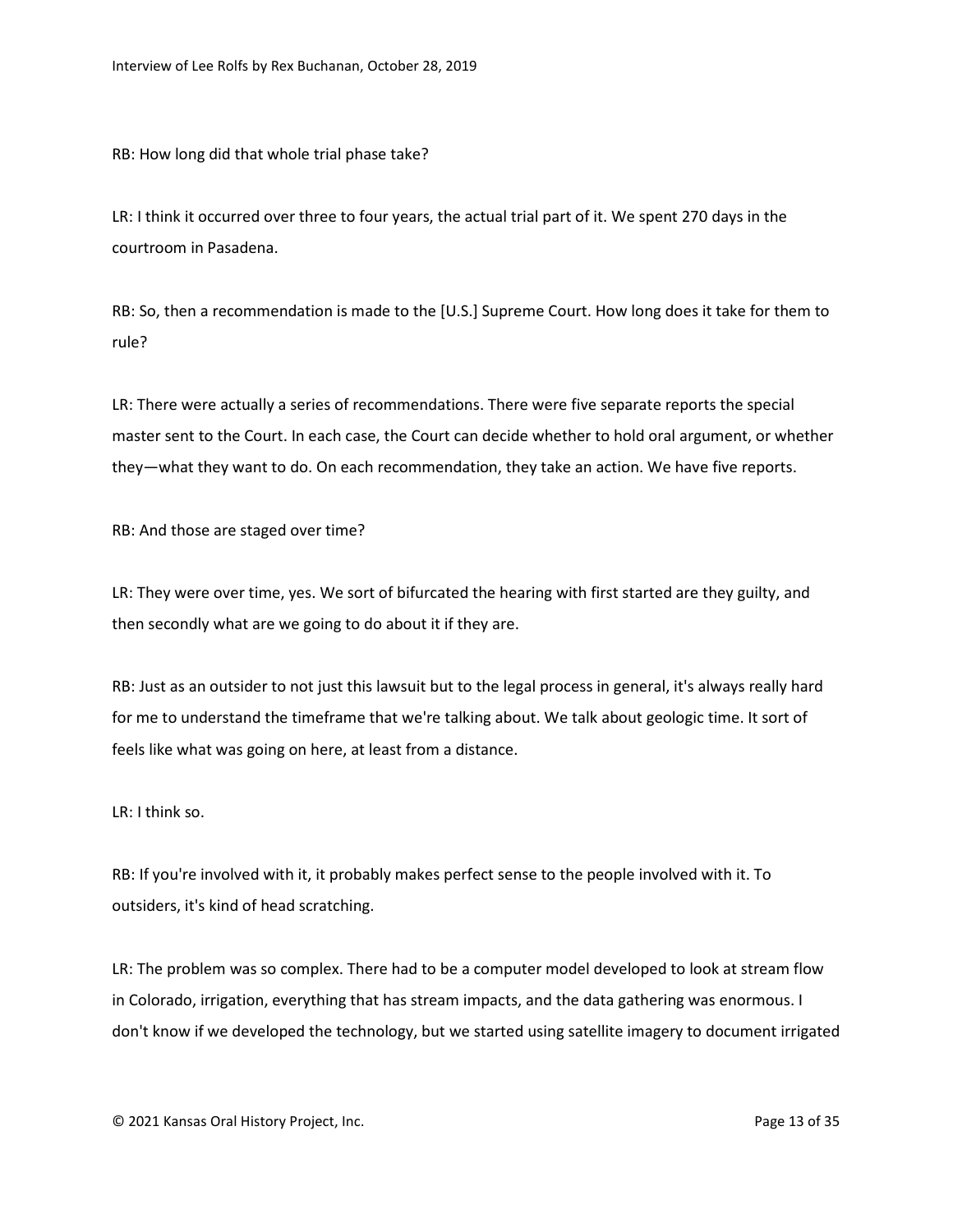RB: How long did that whole trial phase take?

LR: I think it occurred over three to four years, the actual trial part of it. We spent 270 days in the courtroom in Pasadena.

RB: So, then a recommendation is made to the [U.S.] Supreme Court. How long does it take for them to rule?

LR: There were actually a series of recommendations. There were five separate reports the special master sent to the Court. In each case, the Court can decide whether to hold oral argument, or whether they—what they want to do. On each recommendation, they take an action. We have five reports.

RB: And those are staged over time?

LR: They were over time, yes. We sort of bifurcated the hearing with first started are they guilty, and then secondly what are we going to do about it if they are.

RB: Just as an outsider to not just this lawsuit but to the legal process in general, it's always really hard for me to understand the timeframe that we're talking about. We talk about geologic time. It sort of feels like what was going on here, at least from a distance.

LR: I think so.

RB: If you're involved with it, it probably makes perfect sense to the people involved with it. To outsiders, it's kind of head scratching.

LR: The problem was so complex. There had to be a computer model developed to look at stream flow in Colorado, irrigation, everything that has stream impacts, and the data gathering was enormous. I don't know if we developed the technology, but we started using satellite imagery to document irrigated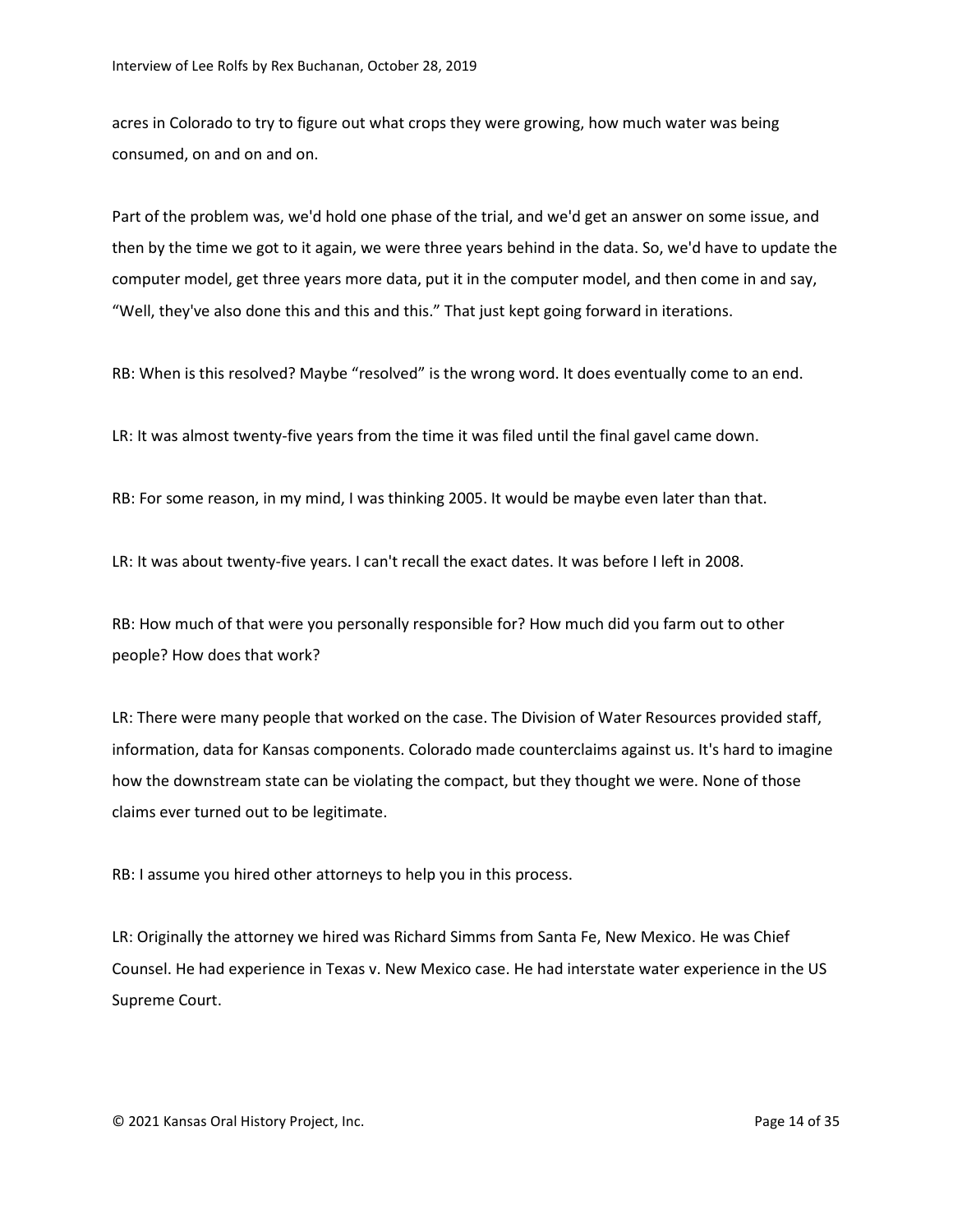acres in Colorado to try to figure out what crops they were growing, how much water was being consumed, on and on and on.

Part of the problem was, we'd hold one phase of the trial, and we'd get an answer on some issue, and then by the time we got to it again, we were three years behind in the data. So, we'd have to update the computer model, get three years more data, put it in the computer model, and then come in and say, "Well, they've also done this and this and this." That just kept going forward in iterations.

RB: When is this resolved? Maybe "resolved" is the wrong word. It does eventually come to an end.

LR: It was almost twenty-five years from the time it was filed until the final gavel came down.

RB: For some reason, in my mind, I was thinking 2005. It would be maybe even later than that.

LR: It was about twenty-five years. I can't recall the exact dates. It was before I left in 2008.

RB: How much of that were you personally responsible for? How much did you farm out to other people? How does that work?

LR: There were many people that worked on the case. The Division of Water Resources provided staff, information, data for Kansas components. Colorado made counterclaims against us. It's hard to imagine how the downstream state can be violating the compact, but they thought we were. None of those claims ever turned out to be legitimate.

RB: I assume you hired other attorneys to help you in this process.

LR: Originally the attorney we hired was Richard Simms from Santa Fe, New Mexico. He was Chief Counsel. He had experience in Texas v. New Mexico case. He had interstate water experience in the US Supreme Court.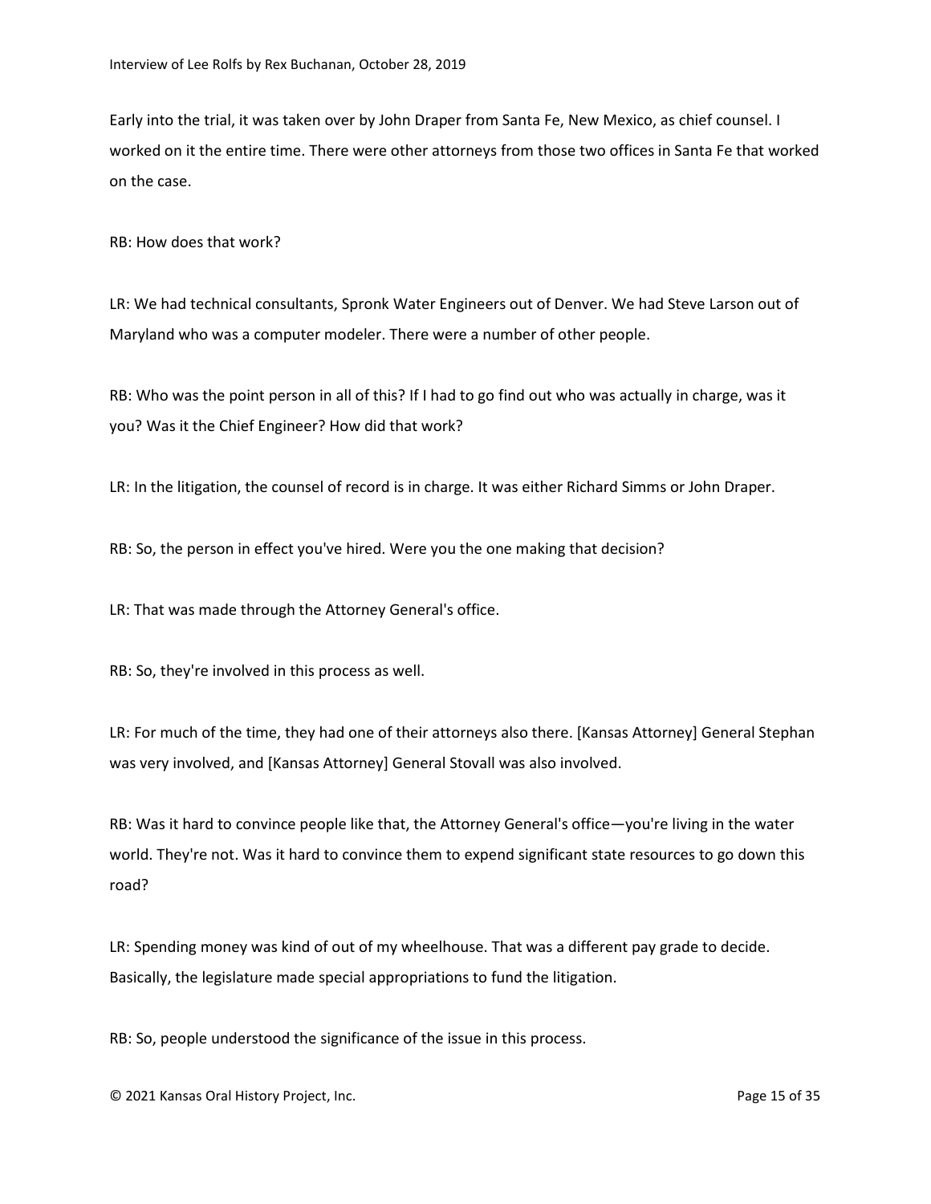Early into the trial, it was taken over by John Draper from Santa Fe, New Mexico, as chief counsel. I worked on it the entire time. There were other attorneys from those two offices in Santa Fe that worked on the case.

RB: How does that work?

LR: We had technical consultants, Spronk Water Engineers out of Denver. We had Steve Larson out of Maryland who was a computer modeler. There were a number of other people.

RB: Who was the point person in all of this? If I had to go find out who was actually in charge, was it you? Was it the Chief Engineer? How did that work?

LR: In the litigation, the counsel of record is in charge. It was either Richard Simms or John Draper.

RB: So, the person in effect you've hired. Were you the one making that decision?

LR: That was made through the Attorney General's office.

RB: So, they're involved in this process as well.

LR: For much of the time, they had one of their attorneys also there. [Kansas Attorney] General Stephan was very involved, and [Kansas Attorney] General Stovall was also involved.

RB: Was it hard to convince people like that, the Attorney General's office—you're living in the water world. They're not. Was it hard to convince them to expend significant state resources to go down this road?

LR: Spending money was kind of out of my wheelhouse. That was a different pay grade to decide. Basically, the legislature made special appropriations to fund the litigation.

RB: So, people understood the significance of the issue in this process.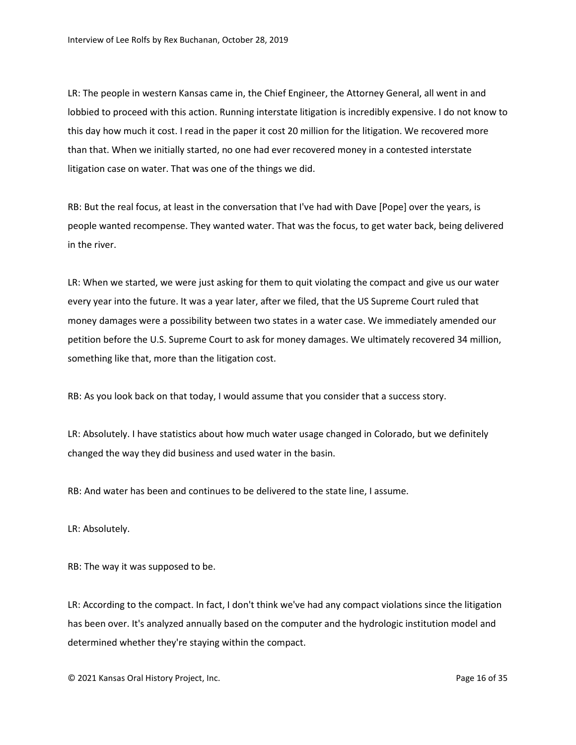LR: The people in western Kansas came in, the Chief Engineer, the Attorney General, all went in and lobbied to proceed with this action. Running interstate litigation is incredibly expensive. I do not know to this day how much it cost. I read in the paper it cost 20 million for the litigation. We recovered more than that. When we initially started, no one had ever recovered money in a contested interstate litigation case on water. That was one of the things we did.

RB: But the real focus, at least in the conversation that I've had with Dave [Pope] over the years, is people wanted recompense. They wanted water. That was the focus, to get water back, being delivered in the river.

LR: When we started, we were just asking for them to quit violating the compact and give us our water every year into the future. It was a year later, after we filed, that the US Supreme Court ruled that money damages were a possibility between two states in a water case. We immediately amended our petition before the U.S. Supreme Court to ask for money damages. We ultimately recovered 34 million, something like that, more than the litigation cost.

RB: As you look back on that today, I would assume that you consider that a success story.

LR: Absolutely. I have statistics about how much water usage changed in Colorado, but we definitely changed the way they did business and used water in the basin.

RB: And water has been and continues to be delivered to the state line, I assume.

LR: Absolutely.

RB: The way it was supposed to be.

LR: According to the compact. In fact, I don't think we've had any compact violations since the litigation has been over. It's analyzed annually based on the computer and the hydrologic institution model and determined whether they're staying within the compact.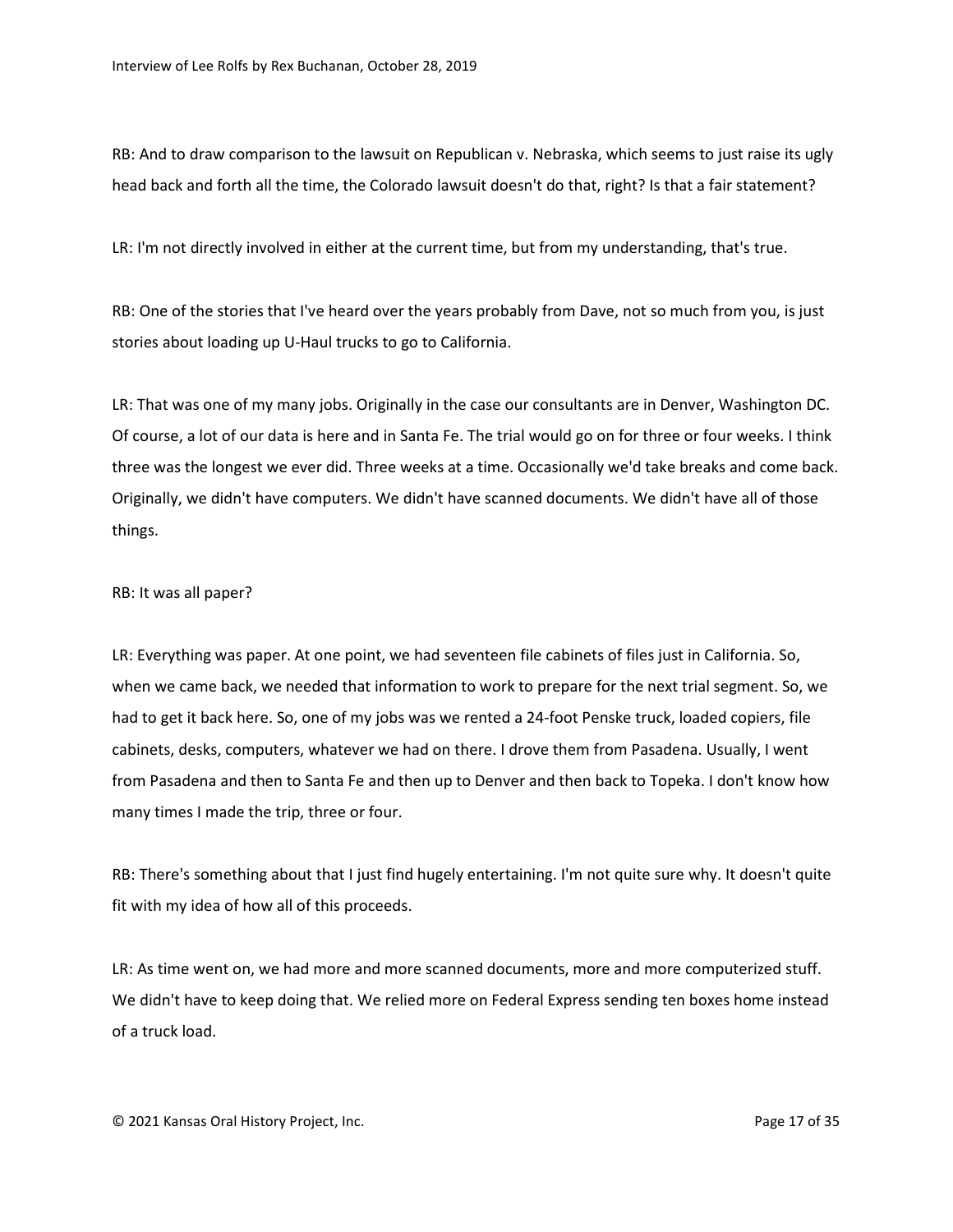RB: And to draw comparison to the lawsuit on Republican v. Nebraska, which seems to just raise its ugly head back and forth all the time, the Colorado lawsuit doesn't do that, right? Is that a fair statement?

LR: I'm not directly involved in either at the current time, but from my understanding, that's true.

RB: One of the stories that I've heard over the years probably from Dave, not so much from you, is just stories about loading up U-Haul trucks to go to California.

LR: That was one of my many jobs. Originally in the case our consultants are in Denver, Washington DC. Of course, a lot of our data is here and in Santa Fe. The trial would go on for three or four weeks. I think three was the longest we ever did. Three weeks at a time. Occasionally we'd take breaks and come back. Originally, we didn't have computers. We didn't have scanned documents. We didn't have all of those things.

RB: It was all paper?

LR: Everything was paper. At one point, we had seventeen file cabinets of files just in California. So, when we came back, we needed that information to work to prepare for the next trial segment. So, we had to get it back here. So, one of my jobs was we rented a 24-foot Penske truck, loaded copiers, file cabinets, desks, computers, whatever we had on there. I drove them from Pasadena. Usually, I went from Pasadena and then to Santa Fe and then up to Denver and then back to Topeka. I don't know how many times I made the trip, three or four.

RB: There's something about that I just find hugely entertaining. I'm not quite sure why. It doesn't quite fit with my idea of how all of this proceeds.

LR: As time went on, we had more and more scanned documents, more and more computerized stuff. We didn't have to keep doing that. We relied more on Federal Express sending ten boxes home instead of a truck load.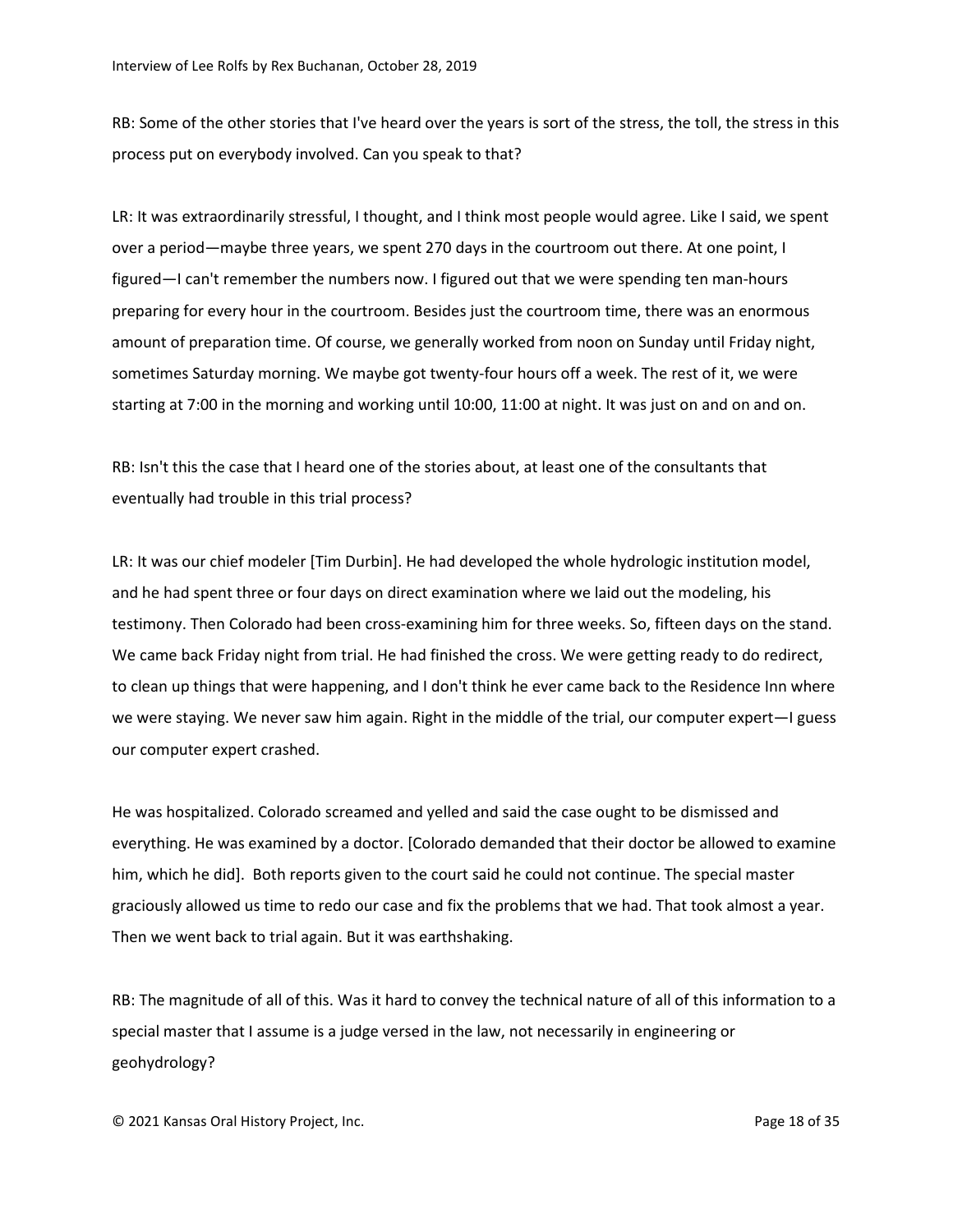RB: Some of the other stories that I've heard over the years is sort of the stress, the toll, the stress in this process put on everybody involved. Can you speak to that?

LR: It was extraordinarily stressful, I thought, and I think most people would agree. Like I said, we spent over a period—maybe three years, we spent 270 days in the courtroom out there. At one point, I figured—I can't remember the numbers now. I figured out that we were spending ten man-hours preparing for every hour in the courtroom. Besides just the courtroom time, there was an enormous amount of preparation time. Of course, we generally worked from noon on Sunday until Friday night, sometimes Saturday morning. We maybe got twenty-four hours off a week. The rest of it, we were starting at 7:00 in the morning and working until 10:00, 11:00 at night. It was just on and on and on.

RB: Isn't this the case that I heard one of the stories about, at least one of the consultants that eventually had trouble in this trial process?

LR: It was our chief modeler [Tim Durbin]. He had developed the whole hydrologic institution model, and he had spent three or four days on direct examination where we laid out the modeling, his testimony. Then Colorado had been cross-examining him for three weeks. So, fifteen days on the stand. We came back Friday night from trial. He had finished the cross. We were getting ready to do redirect, to clean up things that were happening, and I don't think he ever came back to the Residence Inn where we were staying. We never saw him again. Right in the middle of the trial, our computer expert—I guess our computer expert crashed.

He was hospitalized. Colorado screamed and yelled and said the case ought to be dismissed and everything. He was examined by a doctor. [Colorado demanded that their doctor be allowed to examine him, which he did]. Both reports given to the court said he could not continue. The special master graciously allowed us time to redo our case and fix the problems that we had. That took almost a year. Then we went back to trial again. But it was earthshaking.

RB: The magnitude of all of this. Was it hard to convey the technical nature of all of this information to a special master that I assume is a judge versed in the law, not necessarily in engineering or geohydrology?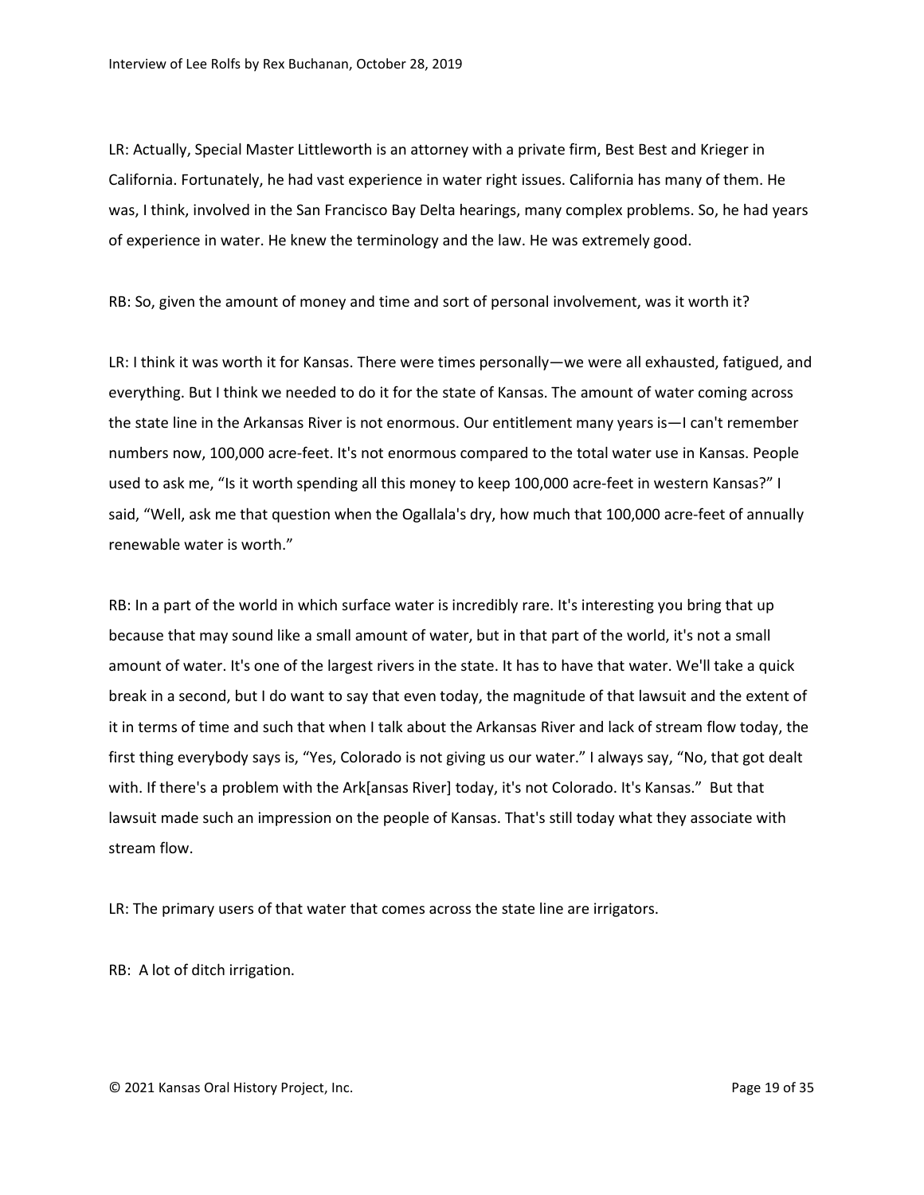LR: Actually, Special Master Littleworth is an attorney with a private firm, Best Best and Krieger in California. Fortunately, he had vast experience in water right issues. California has many of them. He was, I think, involved in the San Francisco Bay Delta hearings, many complex problems. So, he had years of experience in water. He knew the terminology and the law. He was extremely good.

RB: So, given the amount of money and time and sort of personal involvement, was it worth it?

LR: I think it was worth it for Kansas. There were times personally—we were all exhausted, fatigued, and everything. But I think we needed to do it for the state of Kansas. The amount of water coming across the state line in the Arkansas River is not enormous. Our entitlement many years is—I can't remember numbers now, 100,000 acre-feet. It's not enormous compared to the total water use in Kansas. People used to ask me, "Is it worth spending all this money to keep 100,000 acre-feet in western Kansas?" I said, "Well, ask me that question when the Ogallala's dry, how much that 100,000 acre-feet of annually renewable water is worth."

RB: In a part of the world in which surface water is incredibly rare. It's interesting you bring that up because that may sound like a small amount of water, but in that part of the world, it's not a small amount of water. It's one of the largest rivers in the state. It has to have that water. We'll take a quick break in a second, but I do want to say that even today, the magnitude of that lawsuit and the extent of it in terms of time and such that when I talk about the Arkansas River and lack of stream flow today, the first thing everybody says is, "Yes, Colorado is not giving us our water." I always say, "No, that got dealt with. If there's a problem with the Ark[ansas River] today, it's not Colorado. It's Kansas." But that lawsuit made such an impression on the people of Kansas. That's still today what they associate with stream flow.

LR: The primary users of that water that comes across the state line are irrigators.

RB: A lot of ditch irrigation.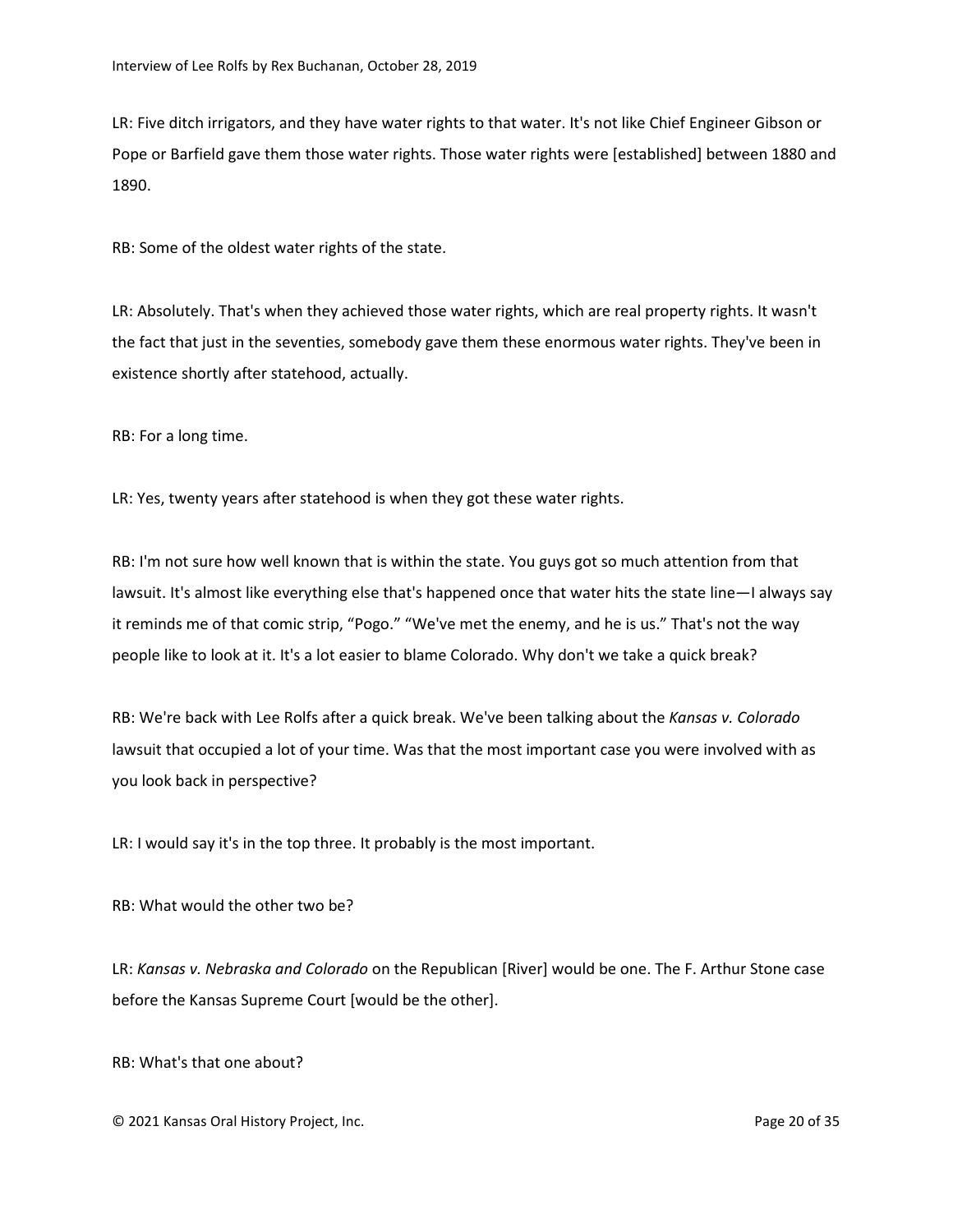LR: Five ditch irrigators, and they have water rights to that water. It's not like Chief Engineer Gibson or Pope or Barfield gave them those water rights. Those water rights were [established] between 1880 and 1890.

RB: Some of the oldest water rights of the state.

LR: Absolutely. That's when they achieved those water rights, which are real property rights. It wasn't the fact that just in the seventies, somebody gave them these enormous water rights. They've been in existence shortly after statehood, actually.

RB: For a long time.

LR: Yes, twenty years after statehood is when they got these water rights.

RB: I'm not sure how well known that is within the state. You guys got so much attention from that lawsuit. It's almost like everything else that's happened once that water hits the state line—I always say it reminds me of that comic strip, "Pogo." "We've met the enemy, and he is us." That's not the way people like to look at it. It's a lot easier to blame Colorado. Why don't we take a quick break?

RB: We're back with Lee Rolfs after a quick break. We've been talking about the *Kansas v. Colorado* lawsuit that occupied a lot of your time. Was that the most important case you were involved with as you look back in perspective?

LR: I would say it's in the top three. It probably is the most important.

RB: What would the other two be?

LR: *Kansas v. Nebraska and Colorado* on the Republican [River] would be one. The F. Arthur Stone case before the Kansas Supreme Court [would be the other].

RB: What's that one about?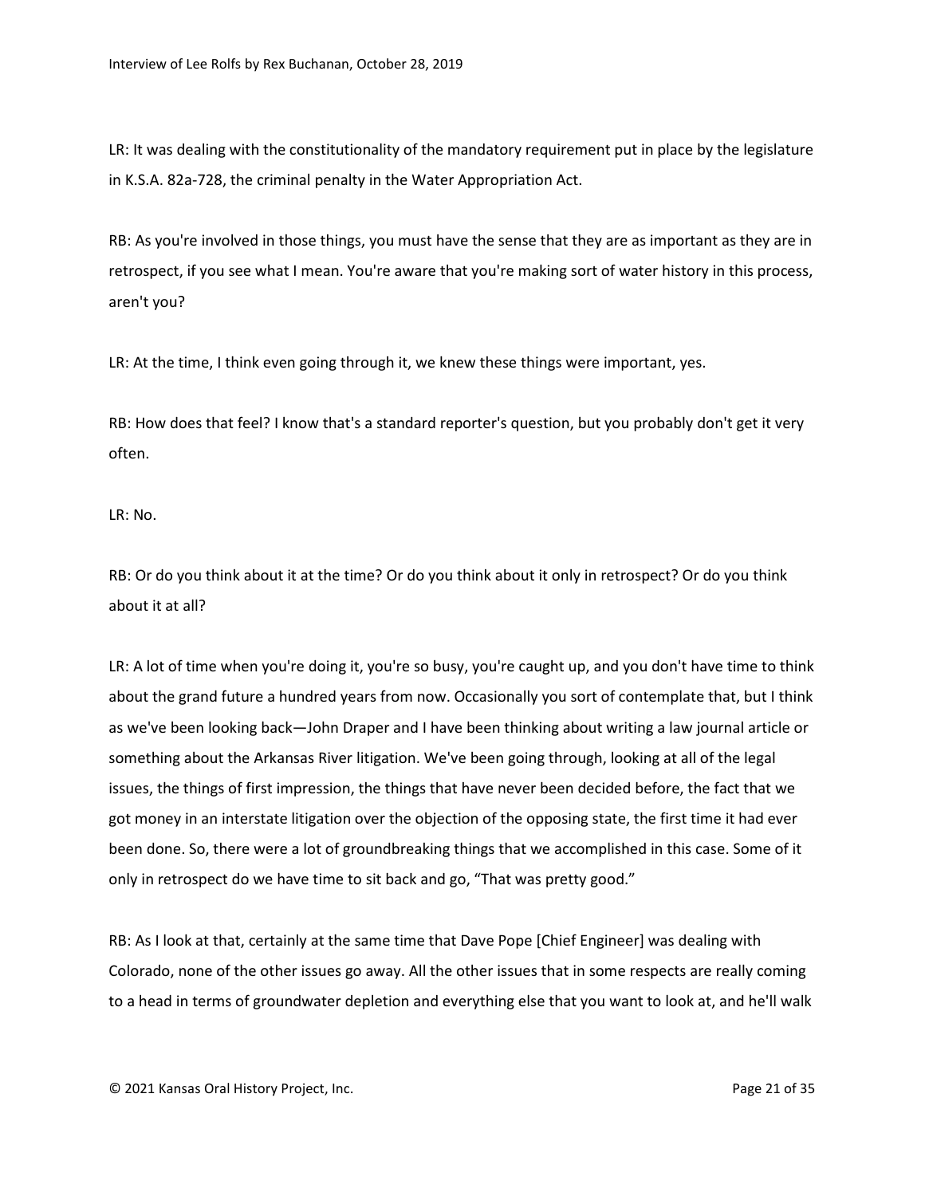LR: It was dealing with the constitutionality of the mandatory requirement put in place by the legislature in K.S.A. 82a-728, the criminal penalty in the Water Appropriation Act.

RB: As you're involved in those things, you must have the sense that they are as important as they are in retrospect, if you see what I mean. You're aware that you're making sort of water history in this process, aren't you?

LR: At the time, I think even going through it, we knew these things were important, yes.

RB: How does that feel? I know that's a standard reporter's question, but you probably don't get it very often.

LR: No.

RB: Or do you think about it at the time? Or do you think about it only in retrospect? Or do you think about it at all?

LR: A lot of time when you're doing it, you're so busy, you're caught up, and you don't have time to think about the grand future a hundred years from now. Occasionally you sort of contemplate that, but I think as we've been looking back—John Draper and I have been thinking about writing a law journal article or something about the Arkansas River litigation. We've been going through, looking at all of the legal issues, the things of first impression, the things that have never been decided before, the fact that we got money in an interstate litigation over the objection of the opposing state, the first time it had ever been done. So, there were a lot of groundbreaking things that we accomplished in this case. Some of it only in retrospect do we have time to sit back and go, "That was pretty good."

RB: As I look at that, certainly at the same time that Dave Pope [Chief Engineer] was dealing with Colorado, none of the other issues go away. All the other issues that in some respects are really coming to a head in terms of groundwater depletion and everything else that you want to look at, and he'll walk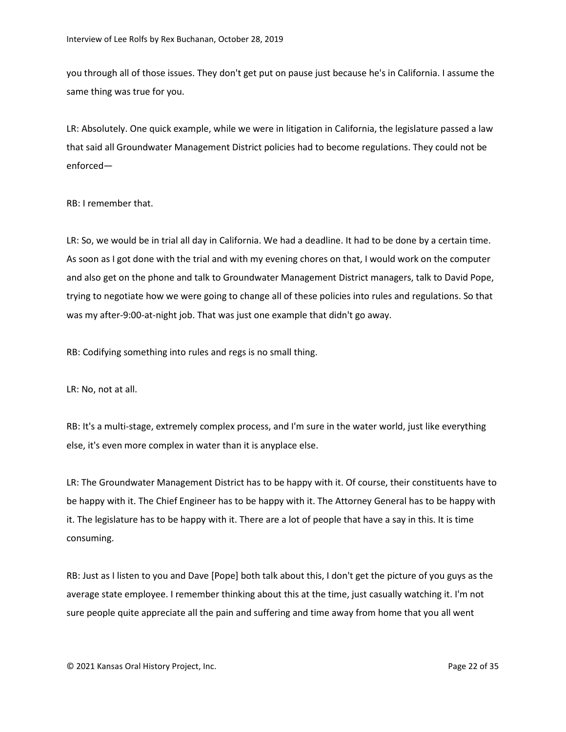you through all of those issues. They don't get put on pause just because he's in California. I assume the same thing was true for you.

LR: Absolutely. One quick example, while we were in litigation in California, the legislature passed a law that said all Groundwater Management District policies had to become regulations. They could not be enforced—

RB: I remember that.

LR: So, we would be in trial all day in California. We had a deadline. It had to be done by a certain time. As soon as I got done with the trial and with my evening chores on that, I would work on the computer and also get on the phone and talk to Groundwater Management District managers, talk to David Pope, trying to negotiate how we were going to change all of these policies into rules and regulations. So that was my after-9:00-at-night job. That was just one example that didn't go away.

RB: Codifying something into rules and regs is no small thing.

LR: No, not at all.

RB: It's a multi-stage, extremely complex process, and I'm sure in the water world, just like everything else, it's even more complex in water than it is anyplace else.

LR: The Groundwater Management District has to be happy with it. Of course, their constituents have to be happy with it. The Chief Engineer has to be happy with it. The Attorney General has to be happy with it. The legislature has to be happy with it. There are a lot of people that have a say in this. It is time consuming.

RB: Just as I listen to you and Dave [Pope] both talk about this, I don't get the picture of you guys as the average state employee. I remember thinking about this at the time, just casually watching it. I'm not sure people quite appreciate all the pain and suffering and time away from home that you all went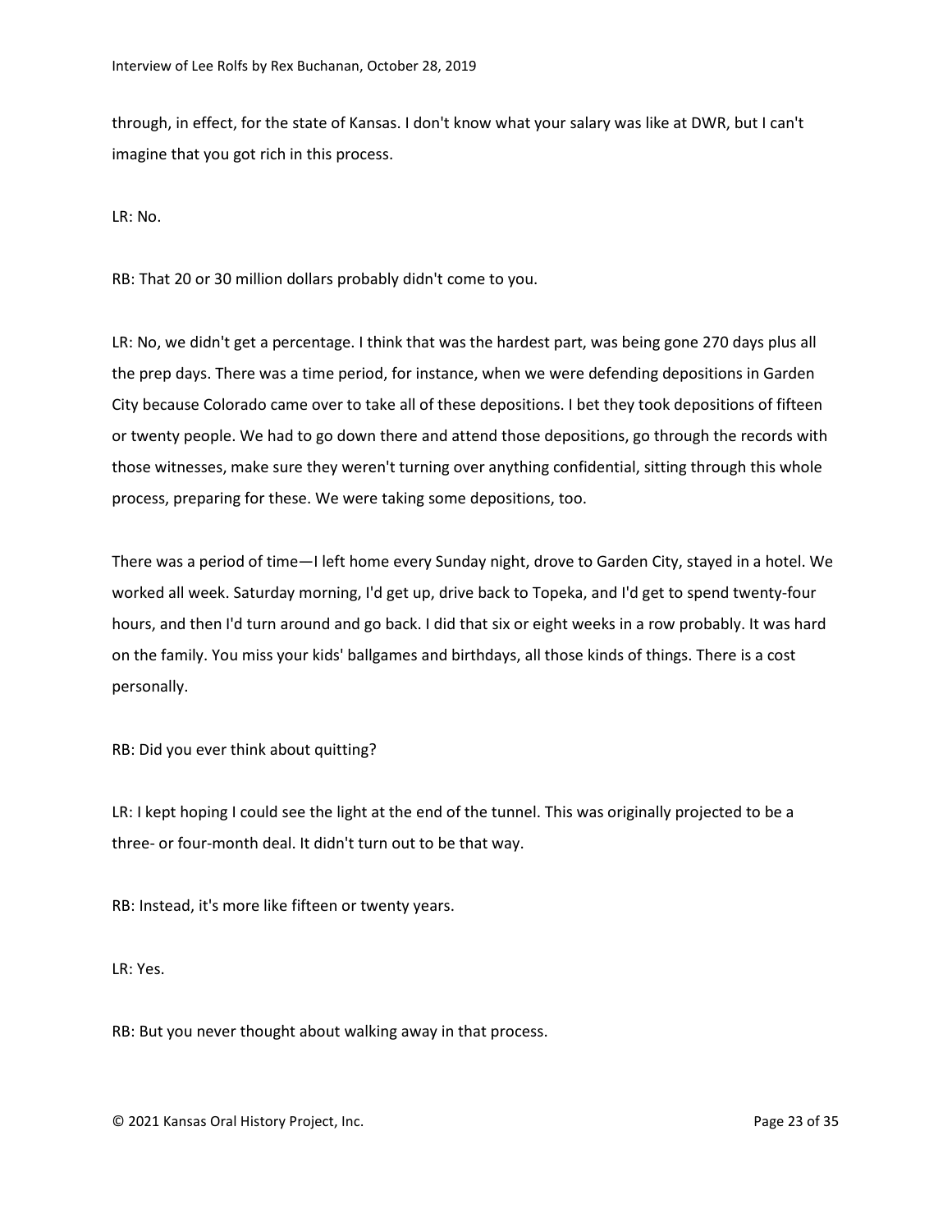through, in effect, for the state of Kansas. I don't know what your salary was like at DWR, but I can't imagine that you got rich in this process.

LR: No.

RB: That 20 or 30 million dollars probably didn't come to you.

LR: No, we didn't get a percentage. I think that was the hardest part, was being gone 270 days plus all the prep days. There was a time period, for instance, when we were defending depositions in Garden City because Colorado came over to take all of these depositions. I bet they took depositions of fifteen or twenty people. We had to go down there and attend those depositions, go through the records with those witnesses, make sure they weren't turning over anything confidential, sitting through this whole process, preparing for these. We were taking some depositions, too.

There was a period of time—I left home every Sunday night, drove to Garden City, stayed in a hotel. We worked all week. Saturday morning, I'd get up, drive back to Topeka, and I'd get to spend twenty-four hours, and then I'd turn around and go back. I did that six or eight weeks in a row probably. It was hard on the family. You miss your kids' ballgames and birthdays, all those kinds of things. There is a cost personally.

RB: Did you ever think about quitting?

LR: I kept hoping I could see the light at the end of the tunnel. This was originally projected to be a three- or four-month deal. It didn't turn out to be that way.

RB: Instead, it's more like fifteen or twenty years.

LR: Yes.

RB: But you never thought about walking away in that process.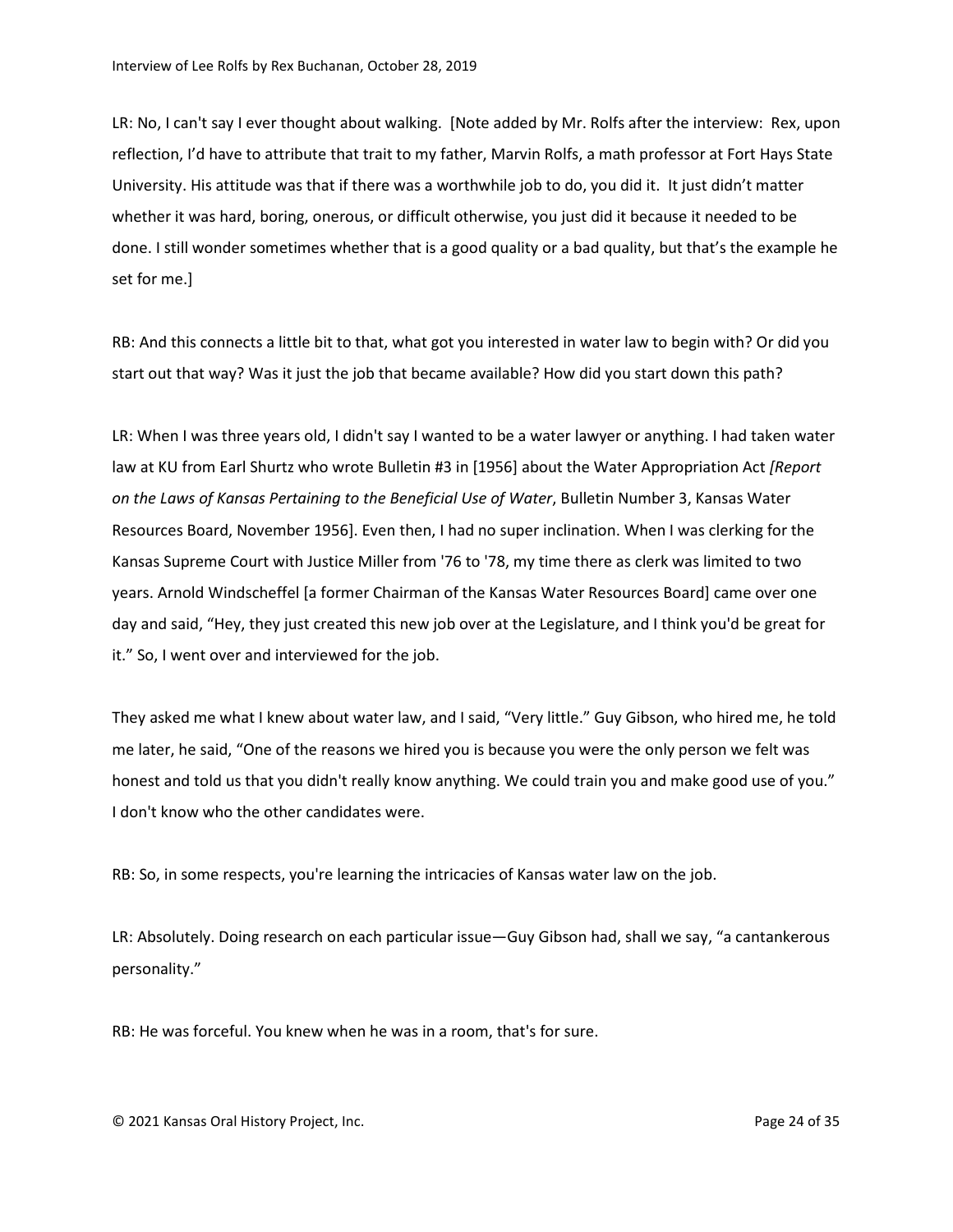LR: No, I can't say I ever thought about walking. [Note added by Mr. Rolfs after the interview: Rex, upon reflection, I'd have to attribute that trait to my father, Marvin Rolfs, a math professor at Fort Hays State University. His attitude was that if there was a worthwhile job to do, you did it. It just didn't matter whether it was hard, boring, onerous, or difficult otherwise, you just did it because it needed to be done. I still wonder sometimes whether that is a good quality or a bad quality, but that's the example he set for me.]

RB: And this connects a little bit to that, what got you interested in water law to begin with? Or did you start out that way? Was it just the job that became available? How did you start down this path?

LR: When I was three years old, I didn't say I wanted to be a water lawyer or anything. I had taken water law at KU from Earl Shurtz who wrote Bulletin #3 in [1956] about the Water Appropriation Act *[Report on the Laws of Kansas Pertaining to the Beneficial Use of Water*, Bulletin Number 3, Kansas Water Resources Board, November 1956]. Even then, I had no super inclination. When I was clerking for the Kansas Supreme Court with Justice Miller from '76 to '78, my time there as clerk was limited to two years. Arnold Windscheffel [a former Chairman of the Kansas Water Resources Board] came over one day and said, "Hey, they just created this new job over at the Legislature, and I think you'd be great for it." So, I went over and interviewed for the job.

They asked me what I knew about water law, and I said, "Very little." Guy Gibson, who hired me, he told me later, he said, "One of the reasons we hired you is because you were the only person we felt was honest and told us that you didn't really know anything. We could train you and make good use of you." I don't know who the other candidates were.

RB: So, in some respects, you're learning the intricacies of Kansas water law on the job.

LR: Absolutely. Doing research on each particular issue—Guy Gibson had, shall we say, "a cantankerous personality."

RB: He was forceful. You knew when he was in a room, that's for sure.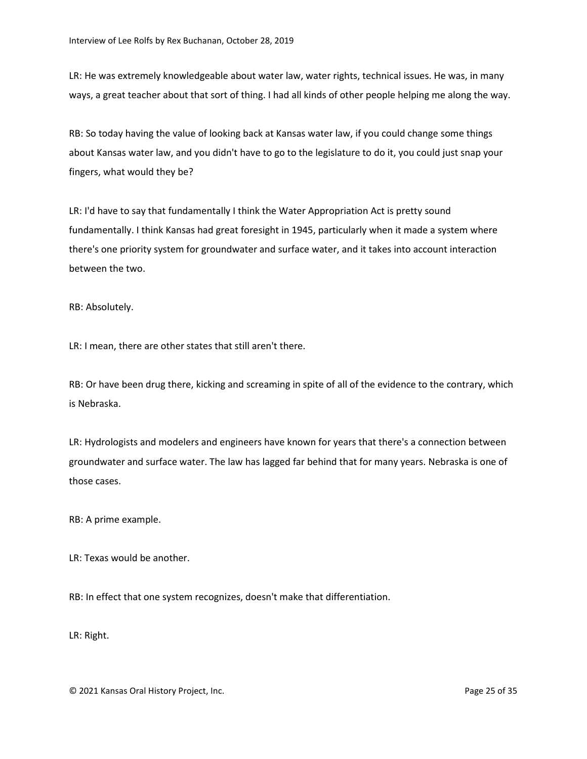LR: He was extremely knowledgeable about water law, water rights, technical issues. He was, in many ways, a great teacher about that sort of thing. I had all kinds of other people helping me along the way.

RB: So today having the value of looking back at Kansas water law, if you could change some things about Kansas water law, and you didn't have to go to the legislature to do it, you could just snap your fingers, what would they be?

LR: I'd have to say that fundamentally I think the Water Appropriation Act is pretty sound fundamentally. I think Kansas had great foresight in 1945, particularly when it made a system where there's one priority system for groundwater and surface water, and it takes into account interaction between the two.

RB: Absolutely.

LR: I mean, there are other states that still aren't there.

RB: Or have been drug there, kicking and screaming in spite of all of the evidence to the contrary, which is Nebraska.

LR: Hydrologists and modelers and engineers have known for years that there's a connection between groundwater and surface water. The law has lagged far behind that for many years. Nebraska is one of those cases.

RB: A prime example.

LR: Texas would be another.

RB: In effect that one system recognizes, doesn't make that differentiation.

LR: Right.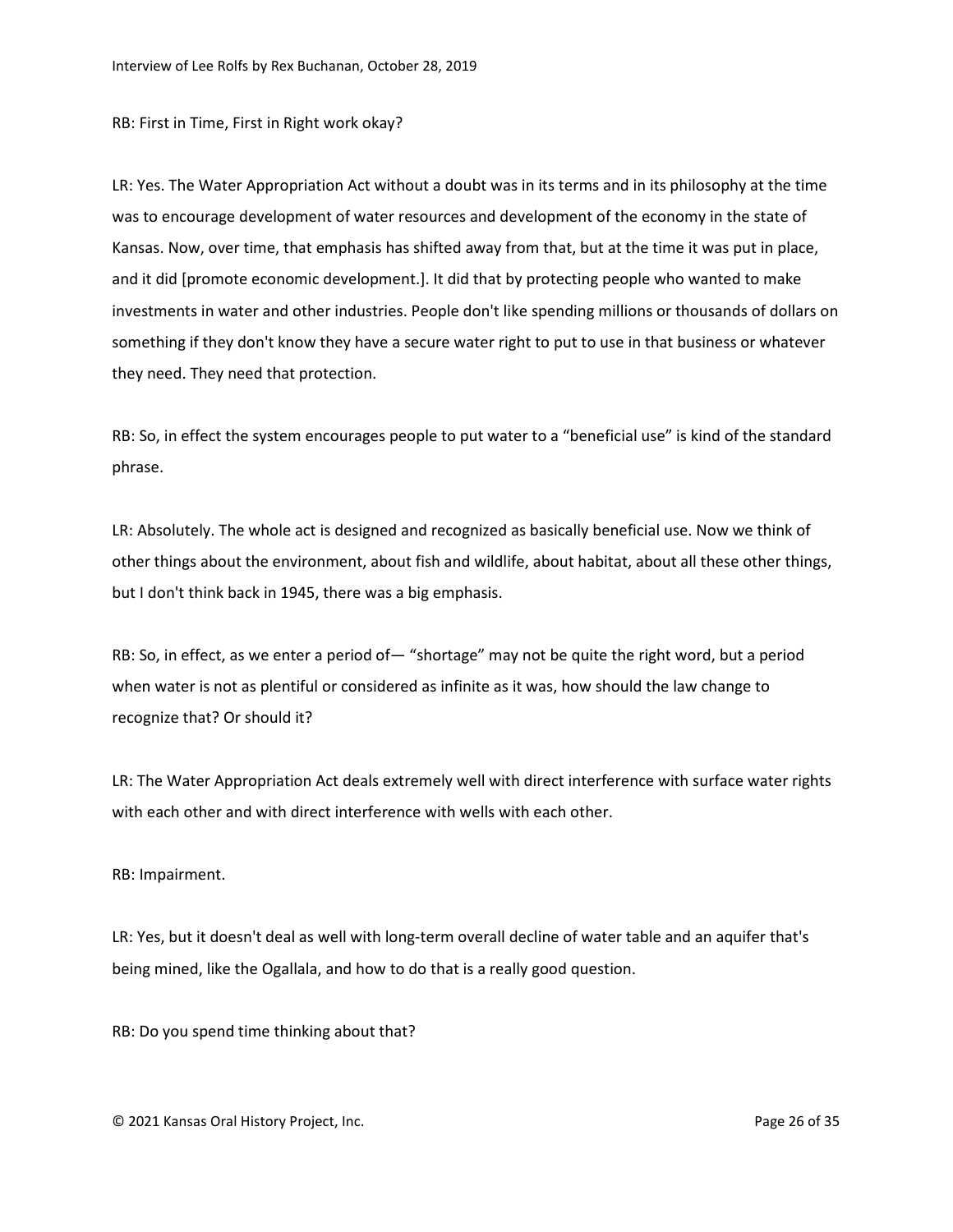RB: First in Time, First in Right work okay?

LR: Yes. The Water Appropriation Act without a doubt was in its terms and in its philosophy at the time was to encourage development of water resources and development of the economy in the state of Kansas. Now, over time, that emphasis has shifted away from that, but at the time it was put in place, and it did [promote economic development.]. It did that by protecting people who wanted to make investments in water and other industries. People don't like spending millions or thousands of dollars on something if they don't know they have a secure water right to put to use in that business or whatever they need. They need that protection.

RB: So, in effect the system encourages people to put water to a "beneficial use" is kind of the standard phrase.

LR: Absolutely. The whole act is designed and recognized as basically beneficial use. Now we think of other things about the environment, about fish and wildlife, about habitat, about all these other things, but I don't think back in 1945, there was a big emphasis.

RB: So, in effect, as we enter a period of— "shortage" may not be quite the right word, but a period when water is not as plentiful or considered as infinite as it was, how should the law change to recognize that? Or should it?

LR: The Water Appropriation Act deals extremely well with direct interference with surface water rights with each other and with direct interference with wells with each other.

RB: Impairment.

LR: Yes, but it doesn't deal as well with long-term overall decline of water table and an aquifer that's being mined, like the Ogallala, and how to do that is a really good question.

RB: Do you spend time thinking about that?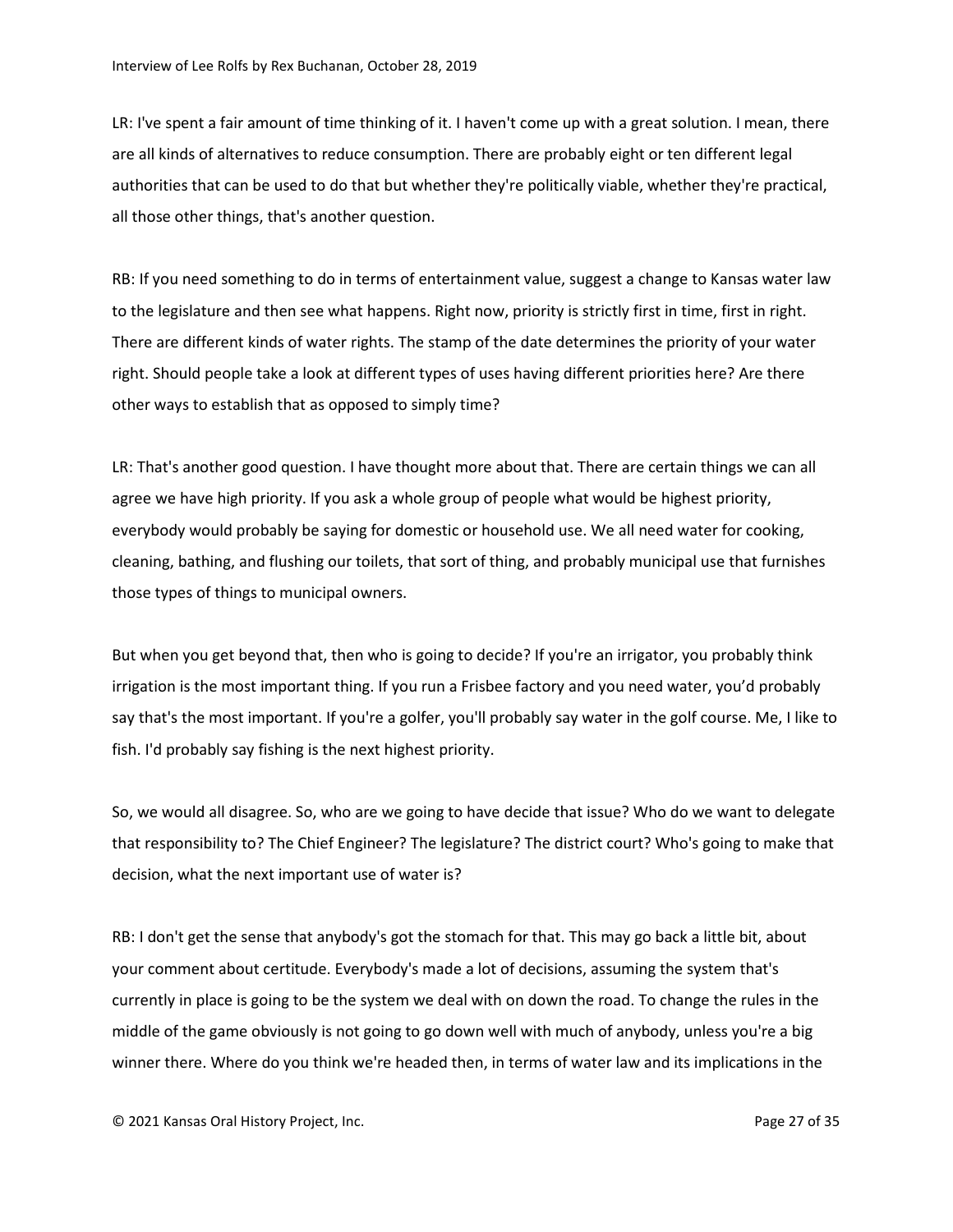LR: I've spent a fair amount of time thinking of it. I haven't come up with a great solution. I mean, there are all kinds of alternatives to reduce consumption. There are probably eight or ten different legal authorities that can be used to do that but whether they're politically viable, whether they're practical, all those other things, that's another question.

RB: If you need something to do in terms of entertainment value, suggest a change to Kansas water law to the legislature and then see what happens. Right now, priority is strictly first in time, first in right. There are different kinds of water rights. The stamp of the date determines the priority of your water right. Should people take a look at different types of uses having different priorities here? Are there other ways to establish that as opposed to simply time?

LR: That's another good question. I have thought more about that. There are certain things we can all agree we have high priority. If you ask a whole group of people what would be highest priority, everybody would probably be saying for domestic or household use. We all need water for cooking, cleaning, bathing, and flushing our toilets, that sort of thing, and probably municipal use that furnishes those types of things to municipal owners.

But when you get beyond that, then who is going to decide? If you're an irrigator, you probably think irrigation is the most important thing. If you run a Frisbee factory and you need water, you'd probably say that's the most important. If you're a golfer, you'll probably say water in the golf course. Me, I like to fish. I'd probably say fishing is the next highest priority.

So, we would all disagree. So, who are we going to have decide that issue? Who do we want to delegate that responsibility to? The Chief Engineer? The legislature? The district court? Who's going to make that decision, what the next important use of water is?

RB: I don't get the sense that anybody's got the stomach for that. This may go back a little bit, about your comment about certitude. Everybody's made a lot of decisions, assuming the system that's currently in place is going to be the system we deal with on down the road. To change the rules in the middle of the game obviously is not going to go down well with much of anybody, unless you're a big winner there. Where do you think we're headed then, in terms of water law and its implications in the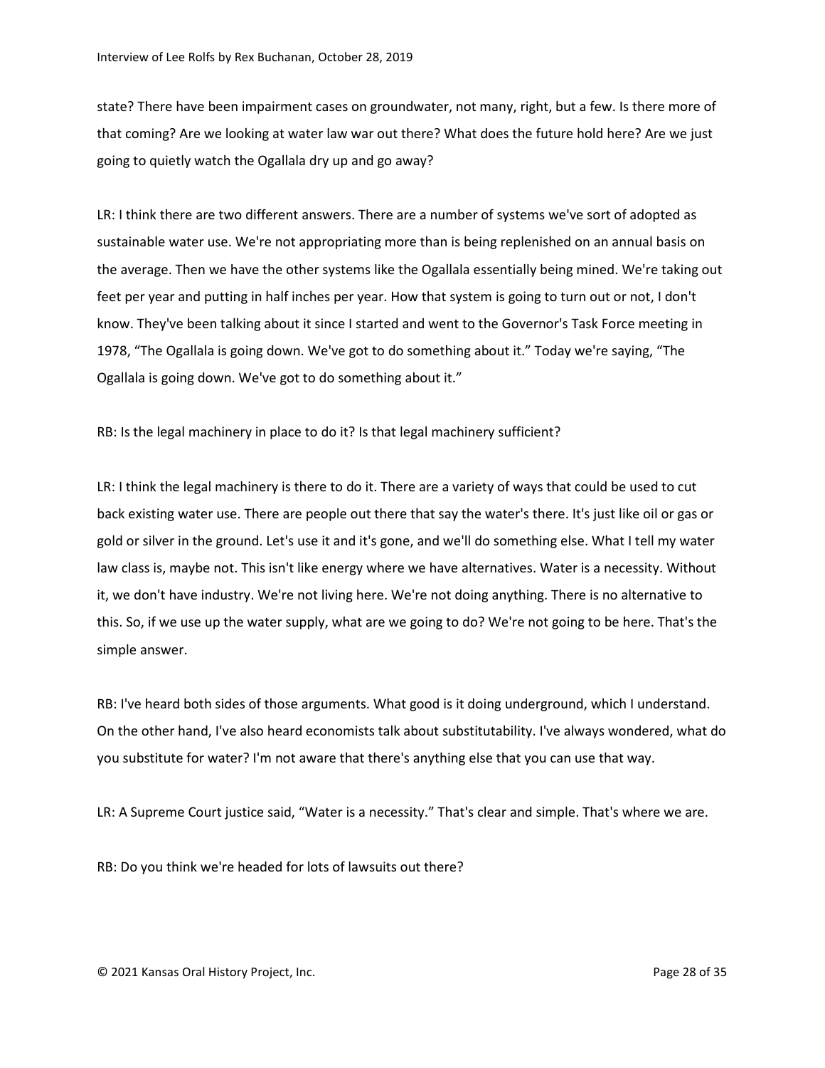state? There have been impairment cases on groundwater, not many, right, but a few. Is there more of that coming? Are we looking at water law war out there? What does the future hold here? Are we just going to quietly watch the Ogallala dry up and go away?

LR: I think there are two different answers. There are a number of systems we've sort of adopted as sustainable water use. We're not appropriating more than is being replenished on an annual basis on the average. Then we have the other systems like the Ogallala essentially being mined. We're taking out feet per year and putting in half inches per year. How that system is going to turn out or not, I don't know. They've been talking about it since I started and went to the Governor's Task Force meeting in 1978, "The Ogallala is going down. We've got to do something about it." Today we're saying, "The Ogallala is going down. We've got to do something about it."

RB: Is the legal machinery in place to do it? Is that legal machinery sufficient?

LR: I think the legal machinery is there to do it. There are a variety of ways that could be used to cut back existing water use. There are people out there that say the water's there. It's just like oil or gas or gold or silver in the ground. Let's use it and it's gone, and we'll do something else. What I tell my water law class is, maybe not. This isn't like energy where we have alternatives. Water is a necessity. Without it, we don't have industry. We're not living here. We're not doing anything. There is no alternative to this. So, if we use up the water supply, what are we going to do? We're not going to be here. That's the simple answer.

RB: I've heard both sides of those arguments. What good is it doing underground, which I understand. On the other hand, I've also heard economists talk about substitutability. I've always wondered, what do you substitute for water? I'm not aware that there's anything else that you can use that way.

LR: A Supreme Court justice said, "Water is a necessity." That's clear and simple. That's where we are.

RB: Do you think we're headed for lots of lawsuits out there?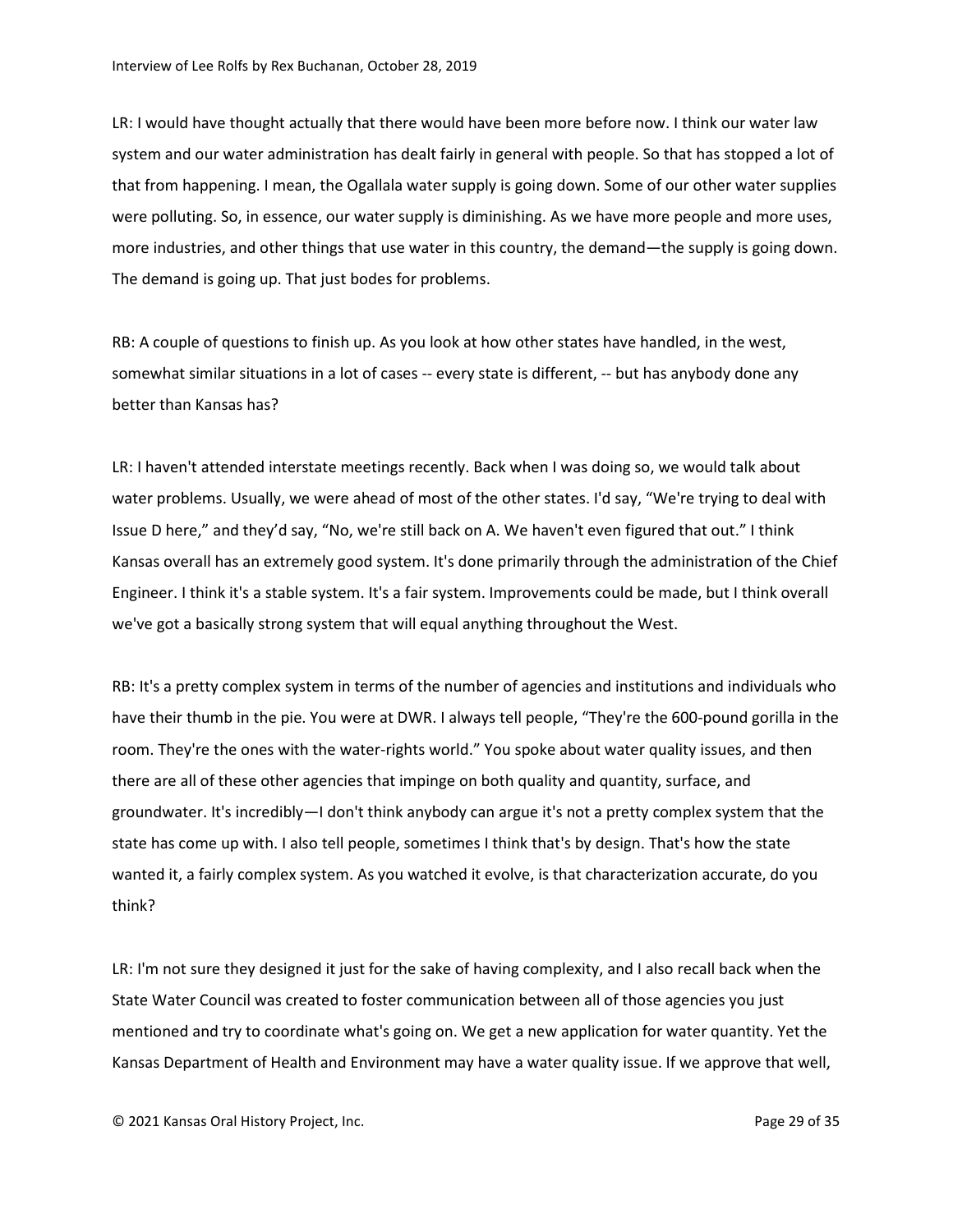LR: I would have thought actually that there would have been more before now. I think our water law system and our water administration has dealt fairly in general with people. So that has stopped a lot of that from happening. I mean, the Ogallala water supply is going down. Some of our other water supplies were polluting. So, in essence, our water supply is diminishing. As we have more people and more uses, more industries, and other things that use water in this country, the demand—the supply is going down. The demand is going up. That just bodes for problems.

RB: A couple of questions to finish up. As you look at how other states have handled, in the west, somewhat similar situations in a lot of cases -- every state is different, -- but has anybody done any better than Kansas has?

LR: I haven't attended interstate meetings recently. Back when I was doing so, we would talk about water problems. Usually, we were ahead of most of the other states. I'd say, "We're trying to deal with Issue D here," and they'd say, "No, we're still back on A. We haven't even figured that out." I think Kansas overall has an extremely good system. It's done primarily through the administration of the Chief Engineer. I think it's a stable system. It's a fair system. Improvements could be made, but I think overall we've got a basically strong system that will equal anything throughout the West.

RB: It's a pretty complex system in terms of the number of agencies and institutions and individuals who have their thumb in the pie. You were at DWR. I always tell people, "They're the 600-pound gorilla in the room. They're the ones with the water-rights world." You spoke about water quality issues, and then there are all of these other agencies that impinge on both quality and quantity, surface, and groundwater. It's incredibly—I don't think anybody can argue it's not a pretty complex system that the state has come up with. I also tell people, sometimes I think that's by design. That's how the state wanted it, a fairly complex system. As you watched it evolve, is that characterization accurate, do you think?

LR: I'm not sure they designed it just for the sake of having complexity, and I also recall back when the State Water Council was created to foster communication between all of those agencies you just mentioned and try to coordinate what's going on. We get a new application for water quantity. Yet the Kansas Department of Health and Environment may have a water quality issue. If we approve that well,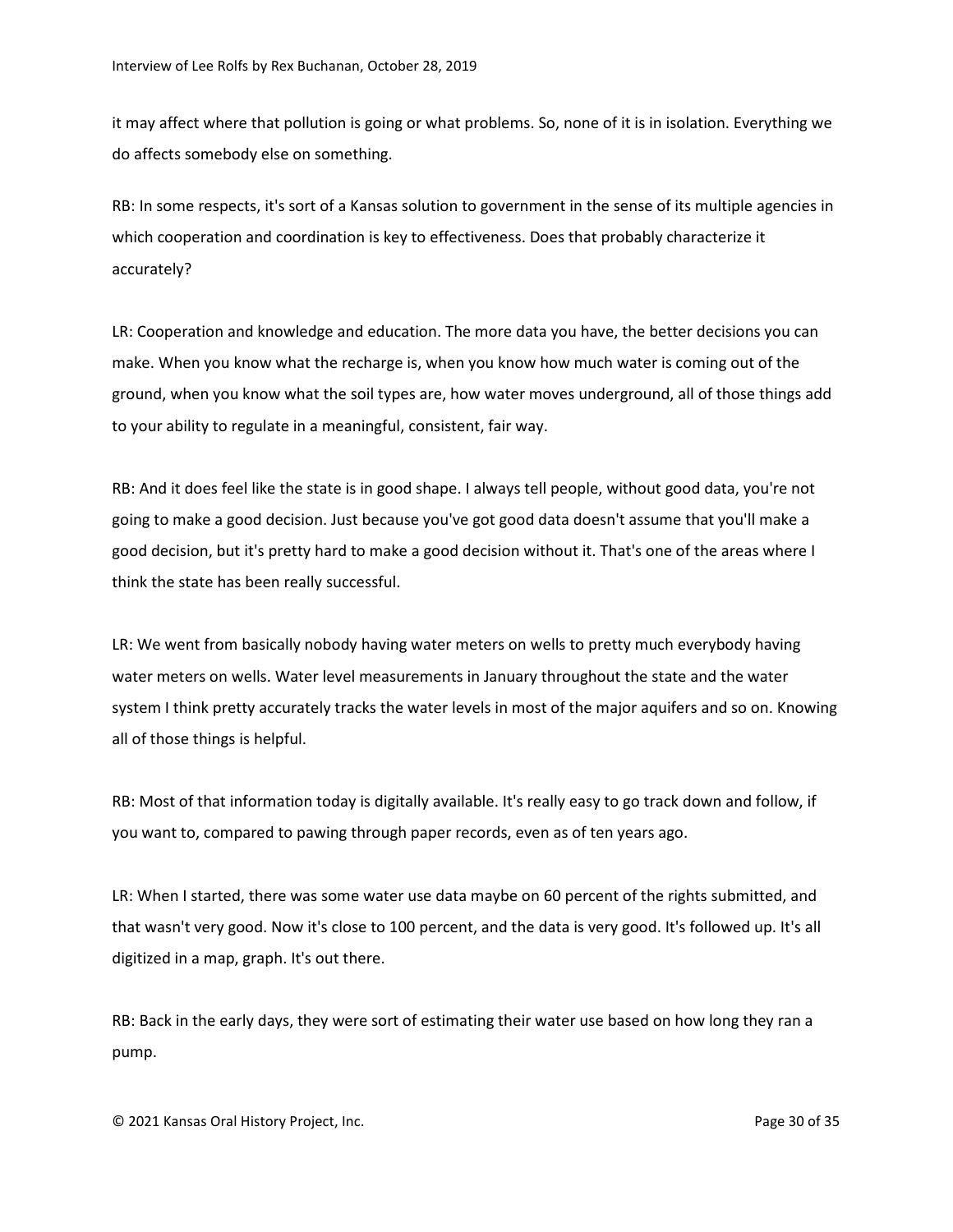it may affect where that pollution is going or what problems. So, none of it is in isolation. Everything we do affects somebody else on something.

RB: In some respects, it's sort of a Kansas solution to government in the sense of its multiple agencies in which cooperation and coordination is key to effectiveness. Does that probably characterize it accurately?

LR: Cooperation and knowledge and education. The more data you have, the better decisions you can make. When you know what the recharge is, when you know how much water is coming out of the ground, when you know what the soil types are, how water moves underground, all of those things add to your ability to regulate in a meaningful, consistent, fair way.

RB: And it does feel like the state is in good shape. I always tell people, without good data, you're not going to make a good decision. Just because you've got good data doesn't assume that you'll make a good decision, but it's pretty hard to make a good decision without it. That's one of the areas where I think the state has been really successful.

LR: We went from basically nobody having water meters on wells to pretty much everybody having water meters on wells. Water level measurements in January throughout the state and the water system I think pretty accurately tracks the water levels in most of the major aquifers and so on. Knowing all of those things is helpful.

RB: Most of that information today is digitally available. It's really easy to go track down and follow, if you want to, compared to pawing through paper records, even as of ten years ago.

LR: When I started, there was some water use data maybe on 60 percent of the rights submitted, and that wasn't very good. Now it's close to 100 percent, and the data is very good. It's followed up. It's all digitized in a map, graph. It's out there.

RB: Back in the early days, they were sort of estimating their water use based on how long they ran a pump.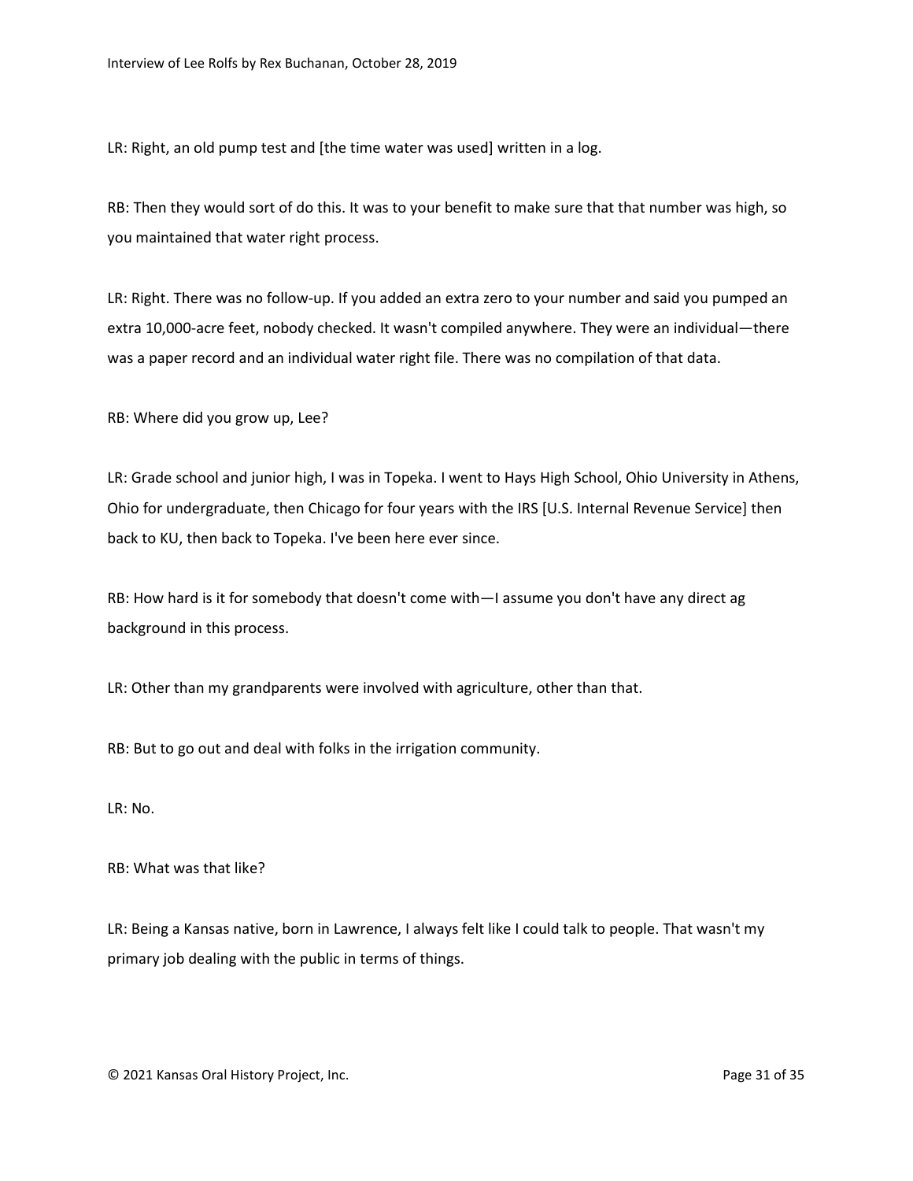LR: Right, an old pump test and [the time water was used] written in a log.

RB: Then they would sort of do this. It was to your benefit to make sure that that number was high, so you maintained that water right process.

LR: Right. There was no follow-up. If you added an extra zero to your number and said you pumped an extra 10,000-acre feet, nobody checked. It wasn't compiled anywhere. They were an individual—there was a paper record and an individual water right file. There was no compilation of that data.

RB: Where did you grow up, Lee?

LR: Grade school and junior high, I was in Topeka. I went to Hays High School, Ohio University in Athens, Ohio for undergraduate, then Chicago for four years with the IRS [U.S. Internal Revenue Service] then back to KU, then back to Topeka. I've been here ever since.

RB: How hard is it for somebody that doesn't come with—I assume you don't have any direct ag background in this process.

LR: Other than my grandparents were involved with agriculture, other than that.

RB: But to go out and deal with folks in the irrigation community.

LR: No.

RB: What was that like?

LR: Being a Kansas native, born in Lawrence, I always felt like I could talk to people. That wasn't my primary job dealing with the public in terms of things.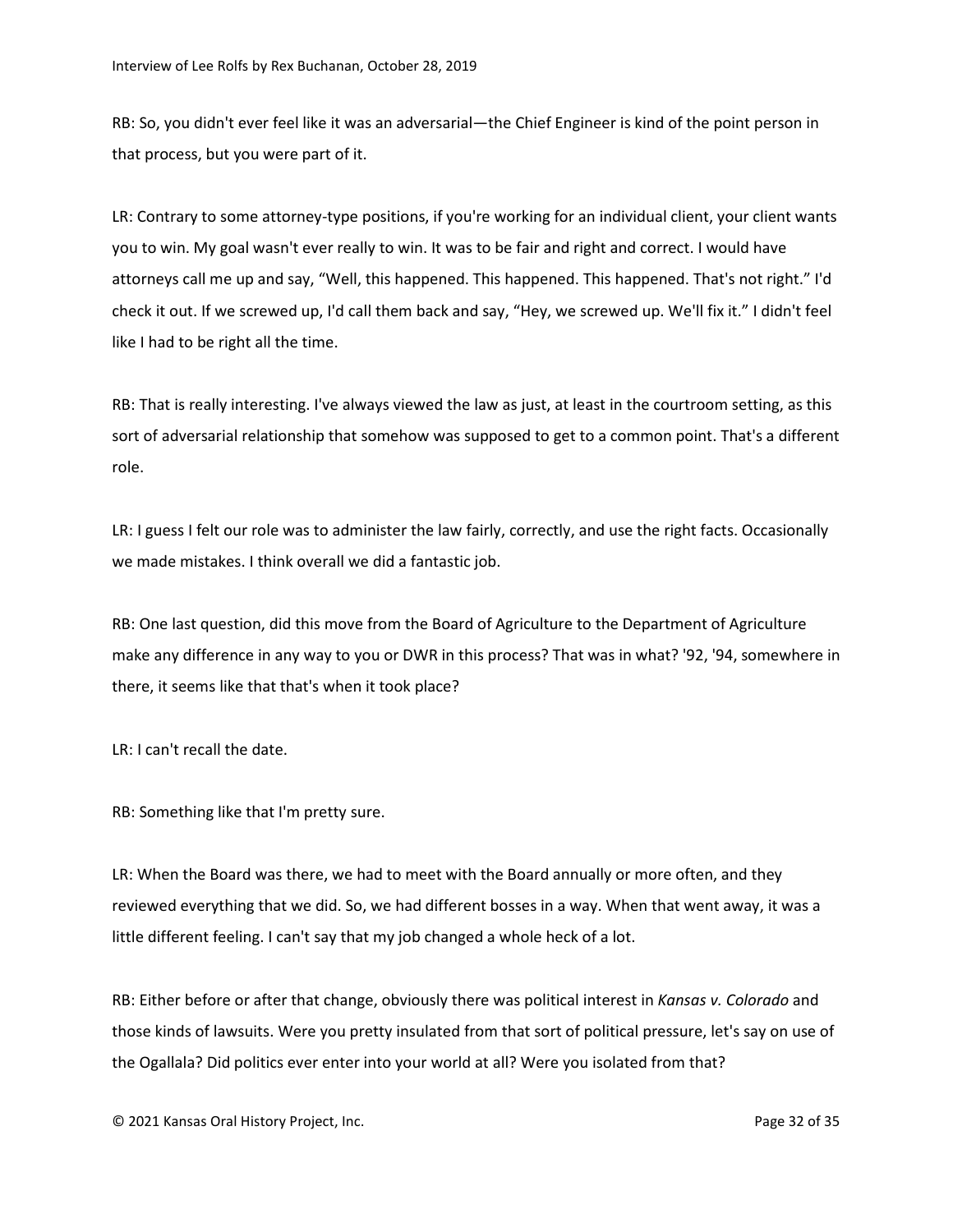RB: So, you didn't ever feel like it was an adversarial—the Chief Engineer is kind of the point person in that process, but you were part of it.

LR: Contrary to some attorney-type positions, if you're working for an individual client, your client wants you to win. My goal wasn't ever really to win. It was to be fair and right and correct. I would have attorneys call me up and say, "Well, this happened. This happened. This happened. That's not right." I'd check it out. If we screwed up, I'd call them back and say, "Hey, we screwed up. We'll fix it." I didn't feel like I had to be right all the time.

RB: That is really interesting. I've always viewed the law as just, at least in the courtroom setting, as this sort of adversarial relationship that somehow was supposed to get to a common point. That's a different role.

LR: I guess I felt our role was to administer the law fairly, correctly, and use the right facts. Occasionally we made mistakes. I think overall we did a fantastic job.

RB: One last question, did this move from the Board of Agriculture to the Department of Agriculture make any difference in any way to you or DWR in this process? That was in what? '92, '94, somewhere in there, it seems like that that's when it took place?

LR: I can't recall the date.

RB: Something like that I'm pretty sure.

LR: When the Board was there, we had to meet with the Board annually or more often, and they reviewed everything that we did. So, we had different bosses in a way. When that went away, it was a little different feeling. I can't say that my job changed a whole heck of a lot.

RB: Either before or after that change, obviously there was political interest in *Kansas v. Colorado* and those kinds of lawsuits. Were you pretty insulated from that sort of political pressure, let's say on use of the Ogallala? Did politics ever enter into your world at all? Were you isolated from that?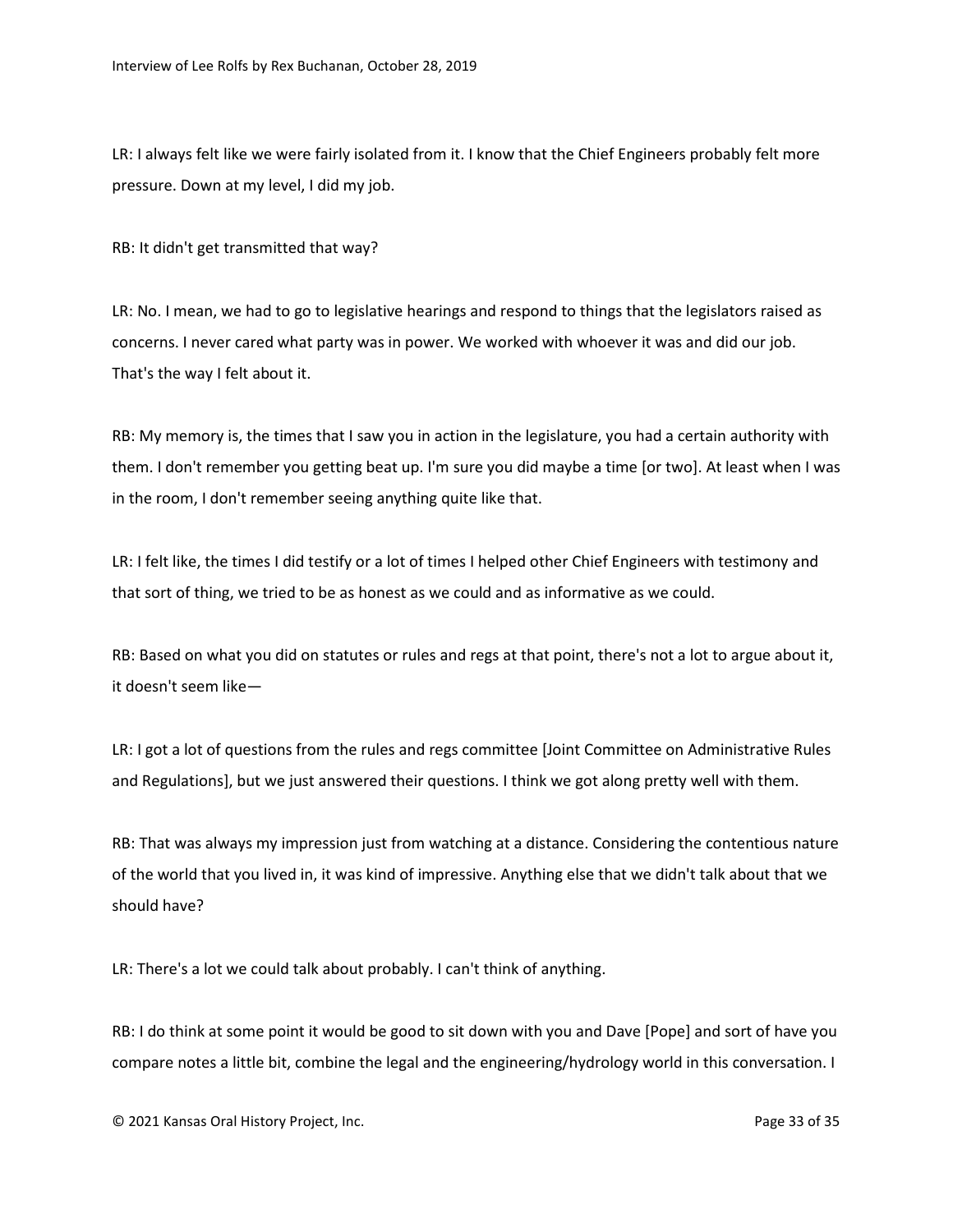LR: I always felt like we were fairly isolated from it. I know that the Chief Engineers probably felt more pressure. Down at my level, I did my job.

RB: It didn't get transmitted that way?

LR: No. I mean, we had to go to legislative hearings and respond to things that the legislators raised as concerns. I never cared what party was in power. We worked with whoever it was and did our job. That's the way I felt about it.

RB: My memory is, the times that I saw you in action in the legislature, you had a certain authority with them. I don't remember you getting beat up. I'm sure you did maybe a time [or two]. At least when I was in the room, I don't remember seeing anything quite like that.

LR: I felt like, the times I did testify or a lot of times I helped other Chief Engineers with testimony and that sort of thing, we tried to be as honest as we could and as informative as we could.

RB: Based on what you did on statutes or rules and regs at that point, there's not a lot to argue about it, it doesn't seem like—

LR: I got a lot of questions from the rules and regs committee [Joint Committee on Administrative Rules and Regulations], but we just answered their questions. I think we got along pretty well with them.

RB: That was always my impression just from watching at a distance. Considering the contentious nature of the world that you lived in, it was kind of impressive. Anything else that we didn't talk about that we should have?

LR: There's a lot we could talk about probably. I can't think of anything.

RB: I do think at some point it would be good to sit down with you and Dave [Pope] and sort of have you compare notes a little bit, combine the legal and the engineering/hydrology world in this conversation. I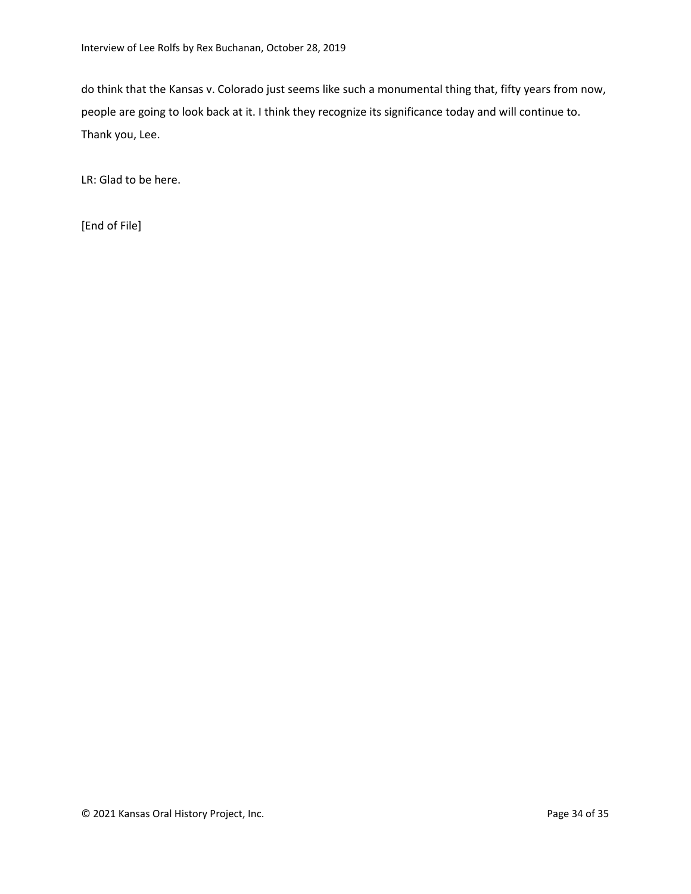do think that the Kansas v. Colorado just seems like such a monumental thing that, fifty years from now, people are going to look back at it. I think they recognize its significance today and will continue to. Thank you, Lee.

LR: Glad to be here.

[End of File]